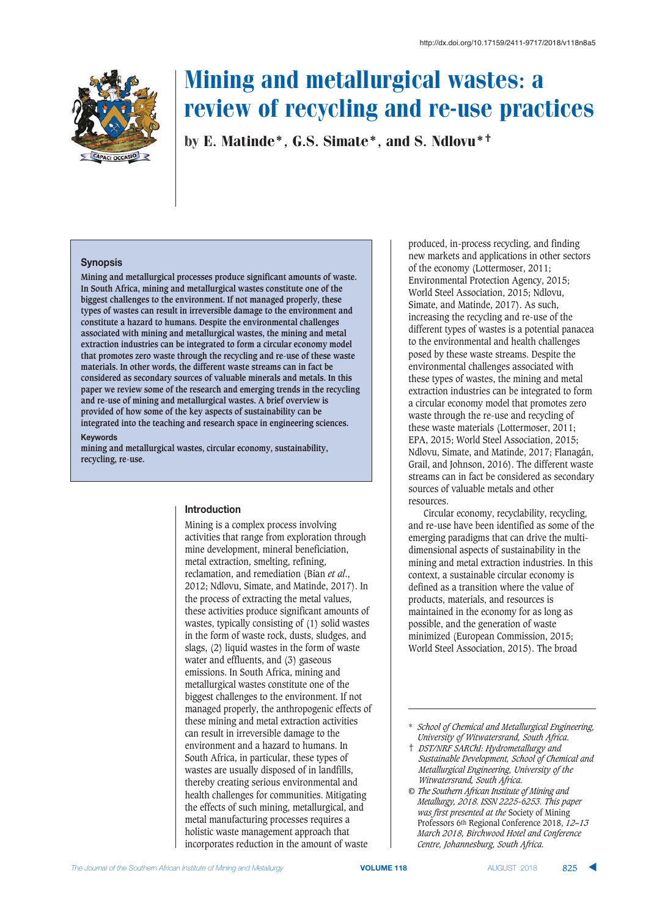http://dx.doi.org/10.17159/2411-9717/2018/v118n8a5

# Mining and metallurgical wastes: a review of recycling and re-use practices

**by E. Matinde\*, G.S. Simate\*, and S. Ndlovu\*†**

## Synopsis

**Mining and metallurgical processes produce significant amounts of waste. In South Africa, mining and metallurgical wastes constitute one of the biggest challenges to the environment. If not managed properly, these types of wastes can result in irreversible damage to the environment and constitute a hazard to humans. Despite the environmental challenges associated with mining and metallurgical wastes, the mining and metal extraction industries can be integrated to form a circular economy model that promotes zero waste through the recycling and re-use of these waste materials. In other words, the different waste streams can in fact be considered as secondary sources of valuable minerals and metals. In this paper we review some of the research and emerging trends in the recycling and re-use of mining and metallurgical wastes. A brief overview is provided of how some of the key aspects of sustainability can be integrated into the teaching and research space in engineering sciences.**

**Keywords**

**mining and metallurgical wastes, circular economy, sustainability, recycling, re-use.**

## Introduction

Mining is a complex process involving activities that range from exploration through mine development, mineral beneficiation, metal extraction, smelting, refining, reclamation, and remediation (Bian *et al*., 2012; Ndlovu, Simate, and Matinde, 2017). In the process of extracting the metal values, these activities produce significant amounts of wastes, typically consisting of (1) solid wastes in the form of waste rock, dusts, sludges, and slags, (2) liquid wastes in the form of waste water and effluents, and (3) gaseous emissions. In South Africa, mining and metallurgical wastes constitute one of the biggest challenges to the environment. If not managed properly, the anthropogenic effects of these mining and metal extraction activities can result in irreversible damage to the environment and a hazard to humans. In South Africa, in particular, these types of wastes are usually disposed of in landfills, thereby creating serious environmental and health challenges for communities. Mitigating the effects of such mining, metallurgical, and metal manufacturing processes requires a holistic waste management approach that incorporates reduction in the amount of waste produced, in-process recycling, and finding new markets and applications in other sectors of the economy (Lottermoser, 2011; Environmental Protection Agency, 2015; World Steel Association, 2015; Ndlovu, Simate, and Matinde, 2017). As such, increasing the recycling and re-use of the different types of wastes is a potential panacea to the environmental and health challenges posed by these waste streams. Despite the environmental challenges associated with these types of wastes, the mining and metal extraction industries can be integrated to form a circular economy model that promotes zero waste through the re-use and recycling of these waste materials (Lottermoser, 2011; EPA, 2015; World Steel Association, 2015; Ndlovu, Simate, and Matinde, 2017; Flanagán, Grail, and Johnson, 2016). The different waste streams can in fact be considered as secondary sources of valuable metals and other resources.

Circular economy, recyclability, recycling, and re-use have been identified as some of the emerging paradigms that can drive the multi-dimensional aspects of sustainability in the mining and metal extraction industries. In this context, a sustainable circular economy is defined as a transition where the value of products, materials, and resources is maintained in the economy for as long as possible, and the generation of waste minimized (European Commission, 2015; World Steel Association, 2015). The broad

\* *School of Chemical and Metallurgical Engineering, University of Witwatersrand, South Africa.*

† *DST/NRF SARChI: Hydrometallurgy and Sustainable Development, School of Chemical and Metallurgical Engineering, University of the Witwatersrand, South Africa.*

© *The Southern African Institute of Mining and Metallurgy, 2018. ISSN 2225-6253. This paper was first presented at the* Society of Mining Professors 6th Regional Conference 2018, *12–13 March 2018, Birchwood Hotel and Conference Centre, Johannesburg, South Africa.*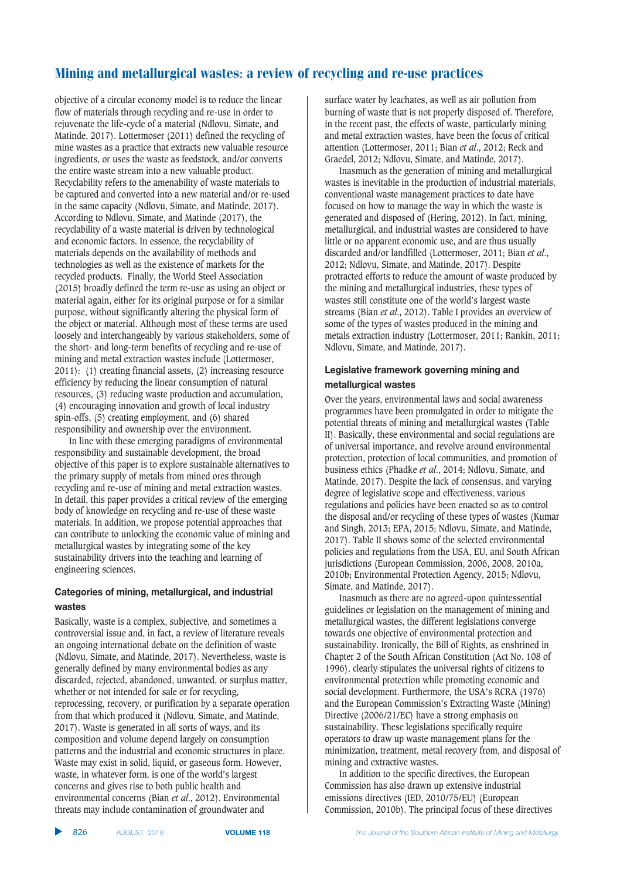objective of a circular economy model is to reduce the linear flow of materials through recycling and re-use in order to rejuvenate the life-cycle of a material (Ndlovu, Simate, and Matinde, 2017). Lottermoser (2011) defined the recycling of mine wastes as a practice that extracts new valuable resource ingredients, or uses the waste as feedstock, and/or converts the entire waste stream into a new valuable product. Recyclability refers to the amenability of waste materials to be captured and converted into a new material and/or re-used in the same capacity (Ndlovu, Simate, and Matinde, 2017). According to Ndlovu, Simate, and Matinde (2017), the recyclability of a waste material is driven by technological and economic factors. In essence, the recyclability of materials depends on the availability of methods and technologies as well as the existence of markets for the recycled products. Finally, the World Steel Association (2015) broadly defined the term re-use as using an object or material again, either for its original purpose or for a similar purpose, without significantly altering the physical form of the object or material. Although most of these terms are used loosely and interchangeably by various stakeholders, some of the short- and long-term benefits of recycling and re-use of mining and metal extraction wastes include (Lottermoser, 2011): (1) creating financial assets, (2) increasing resource efficiency by reducing the linear consumption of natural resources, (3) reducing waste production and accumulation, (4) encouraging innovation and growth of local industry spin-offs, (5) creating employment, and (6) shared responsibility and ownership over the environment.

In line with these emerging paradigms of environmental responsibility and sustainable development, the broad objective of this paper is to explore sustainable alternatives to the primary supply of metals from mined ores through recycling and re-use of mining and metal extraction wastes. In detail, this paper provides a critical review of the emerging body of knowledge on recycling and re-use of these waste materials. In addition, we propose potential approaches that can contribute to unlocking the economic value of mining and metallurgical wastes by integrating some of the key sustainability drivers into the teaching and learning of engineering sciences.

## Categories of mining, metallurgical, and industrial wastes

Basically, waste is a complex, subjective, and sometimes a controversial issue and, in fact, a review of literature reveals an ongoing international debate on the definition of waste (Ndlovu, Simate, and Matinde, 2017). Nevertheless, waste is generally defined by many environmental bodies as any discarded, rejected, abandoned, unwanted, or surplus matter, whether or not intended for sale or for recycling, reprocessing, recovery, or purification by a separate operation from that which produced it (Ndlovu, Simate, and Matinde, 2017). Waste is generated in all sorts of ways, and its composition and volume depend largely on consumption patterns and the industrial and economic structures in place. Waste may exist in solid, liquid, or gaseous form. However, waste, in whatever form, is one of the world's largest concerns and gives rise to both public health and environmental concerns (Bian *et al*., 2012). Environmental threats may include contamination of groundwater and surface water by leachates, as well as air pollution from burning of waste that is not properly disposed of. Therefore, in the recent past, the effects of waste, particularly mining and metal extraction wastes, have been the focus of critical attention (Lottermoser, 2011; Bian *et al*., 2012; Reck and Graedel, 2012; Ndlovu, Simate, and Matinde, 2017).

Inasmuch as the generation of mining and metallurgical wastes is inevitable in the production of industrial materials, conventional waste management practices to date have focused on how to manage the way in which the waste is generated and disposed of (Hering, 2012). In fact, mining, metallurgical, and industrial wastes are considered to have little or no apparent economic use, and are thus usually discarded and/or landfilled (Lottermoser, 2011; Bian *et al*., 2012; Ndlovu, Simate, and Matinde, 2017). Despite protracted efforts to reduce the amount of waste produced by the mining and metallurgical industries, these types of wastes still constitute one of the world's largest waste streams (Bian *et al*., 2012). Table I provides an overview of some of the types of wastes produced in the mining and metals extraction industry (Lottermoser, 2011; Rankin, 2011; Ndlovu, Simate, and Matinde, 2017).

## Legislative framework governing mining and metallurgical wastes

Over the years, environmental laws and social awareness programmes have been promulgated in order to mitigate the potential threats of mining and metallurgical wastes (Table II). Basically, these environmental and social regulations are of universal importance, and revolve around environmental protection, protection of local communities, and promotion of business ethics (Phadke *et al*., 2014; Ndlovu, Simate, and Matinde, 2017). Despite the lack of consensus, and varying degree of legislative scope and effectiveness, various regulations and policies have been enacted so as to control the disposal and/or recycling of these types of wastes (Kumar and Singh, 2013; EPA, 2015; Ndlovu, Simate, and Matinde, 2017). Table II shows some of the selected environmental policies and regulations from the USA, EU, and South African jurisdictions (European Commission, 2006, 2008, 2010a, 2010b; Environmental Protection Agency, 2015; Ndlovu, Simate, and Matinde, 2017).

Inasmuch as there are no agreed-upon quintessential guidelines or legislation on the management of mining and metallurgical wastes, the different legislations converge towards one objective of environmental protection and sustainability. Ironically, the Bill of Rights, as enshrined in Chapter 2 of the South African Constitution (Act No. 108 of 1996), clearly stipulates the universal rights of citizens to environmental protection while promoting economic and social development. Furthermore, the USA's RCRA (1976) and the European Commission's Extracting Waste (Mining) Directive (2006/21/EC) have a strong emphasis on sustainability. These legislations specifically require operators to draw up waste management plans for the minimization, treatment, metal recovery from, and disposal of mining and extractive wastes.

In addition to the specific directives, the European Commission has also drawn up extensive industrial emissions directives (IED, 2010/75/EU) (European Commission, 2010b). The principal focus of these directives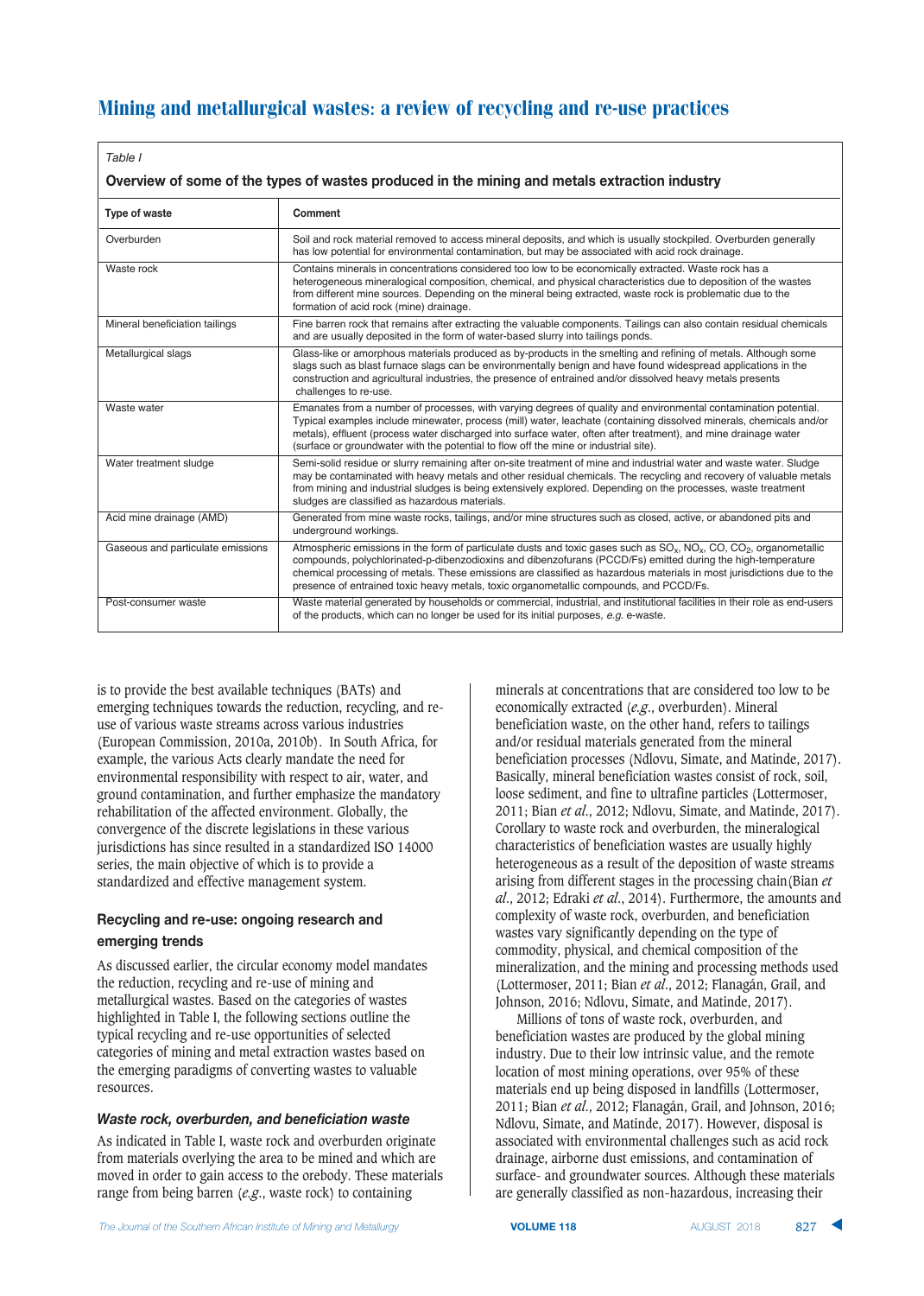Table I

**Overview of some of the types of wastes produced in the mining and metals extraction industry**

| Type of waste | Comment |
|---|---|
| Overburden | Soil and rock material removed to access mineral deposits, and which is usually stockpiled. Overburden generally has low potential for environmental contamination, but may be associated with acid rock drainage. |
| Waste rock | Contains minerals in concentrations considered too low to be economically extracted. Waste rock has a heterogeneous mineralogical composition, chemical, and physical characteristics due to deposition of the wastes from different mine sources. Depending on the mineral being extracted, waste rock is problematic due to the formation of acid rock (mine) drainage. |
| Mineral beneficiation tailings | Fine barren rock that remains after extracting the valuable components. Tailings can also contain residual chemicals and are usually deposited in the form of water-based slurry into tailings ponds. |
| Metallurgical slags | Glass-like or amorphous materials produced as by-products in the smelting and refining of metals. Although some slags such as blast furnace slags can be environmentally benign and have found widespread applications in the construction and agricultural industries, the presence of entrained and/or dissolved heavy metals presents challenges to re-use. |
| Waste water | Emanates from a number of processes, with varying degrees of quality and environmental contamination potential. Typical examples include minewater, process (mill) water, leachate (containing dissolved minerals, chemicals and/or metals), effluent (process water discharged into surface water, often after treatment), and mine drainage water (surface or groundwater with the potential to flow off the mine or industrial site). |
| Water treatment sludge | Semi-solid residue or slurry remaining after on-site treatment of mine and industrial water and waste water. Sludge may be contaminated with heavy metals and other residual chemicals. The recycling and recovery of valuable metals from mining and industrial sludges is being extensively explored. Depending on the processes, waste treatment sludges are classified as hazardous materials. |
| Acid mine drainage (AMD) | Generated from mine waste rocks, tailings, and/or mine structures such as closed, active, or abandoned pits and underground workings. |
| Gaseous and particulate emissions | Atmospheric emissions in the form of particulate dusts and toxic gases such as $SO_x$, $NO_x$, CO, $CO_2$, organometallic compounds, polychlorinated-p-dibenzodioxins and dibenzofurans (PCCD/Fs) emitted during the high-temperature chemical processing of metals. These emissions are classified as hazardous materials in most jurisdictions due to the presence of entrained toxic heavy metals, toxic organometallic compounds, and PCCD/Fs. |
| Post-consumer waste | Waste material generated by households or commercial, industrial, and institutional facilities in their role as end-users of the products, which can no longer be used for its initial purposes, *e.g.* e-waste. |

is to provide the best available techniques (BATs) and emerging techniques towards the reduction, recycling, and re-use of various waste streams across various industries (European Commission, 2010a, 2010b). In South Africa, for example, the various Acts clearly mandate the need for environmental responsibility with respect to air, water, and ground contamination, and further emphasize the mandatory rehabilitation of the affected environment. Globally, the convergence of the discrete legislations in these various jurisdictions has since resulted in a standardized ISO 14000 series, the main objective of which is to provide a standardized and effective management system.

## Recycling and re-use: ongoing research and emerging trends

As discussed earlier, the circular economy model mandates the reduction, recycling and re-use of mining and metallurgical wastes. Based on the categories of wastes highlighted in Table I, the following sections outline the typical recycling and re-use opportunities of selected categories of mining and metal extraction wastes based on the emerging paradigms of converting wastes to valuable resources.

### *Waste rock, overburden, and beneficiation waste*

As indicated in Table I, waste rock and overburden originate from materials overlying the area to be mined and which are moved in order to gain access to the orebody. These materials range from being barren (*e.g.*, waste rock) to containing minerals at concentrations that are considered too low to be economically extracted (*e.g.*, overburden). Mineral beneficiation waste, on the other hand, refers to tailings and/or residual materials generated from the mineral beneficiation processes (Ndlovu, Simate, and Matinde, 2017). Basically, mineral beneficiation wastes consist of rock, soil, loose sediment, and fine to ultrafine particles (Lottermoser, 2011; Bian *et al.*, 2012; Ndlovu, Simate, and Matinde, 2017). Corollary to waste rock and overburden, the mineralogical characteristics of beneficiation wastes are usually highly heterogeneous as a result of the deposition of waste streams arising from different stages in the processing chain(Bian *et al.*, 2012; Edraki *et al.*, 2014). Furthermore, the amounts and complexity of waste rock, overburden, and beneficiation wastes vary significantly depending on the type of commodity, physical, and chemical composition of the mineralization, and the mining and processing methods used (Lottermoser, 2011; Bian *et al.*, 2012; Flanagán, Grail, and Johnson, 2016; Ndlovu, Simate, and Matinde, 2017).

Millions of tons of waste rock, overburden, and beneficiation wastes are produced by the global mining industry. Due to their low intrinsic value, and the remote location of most mining operations, over 95% of these materials end up being disposed in landfills (Lottermoser, 2011; Bian *et al.*, 2012; Flanagán, Grail, and Johnson, 2016; Ndlovu, Simate, and Matinde, 2017). However, disposal is associated with environmental challenges such as acid rock drainage, airborne dust emissions, and contamination of surface- and groundwater sources. Although these materials are generally classified as non-hazardous, increasing their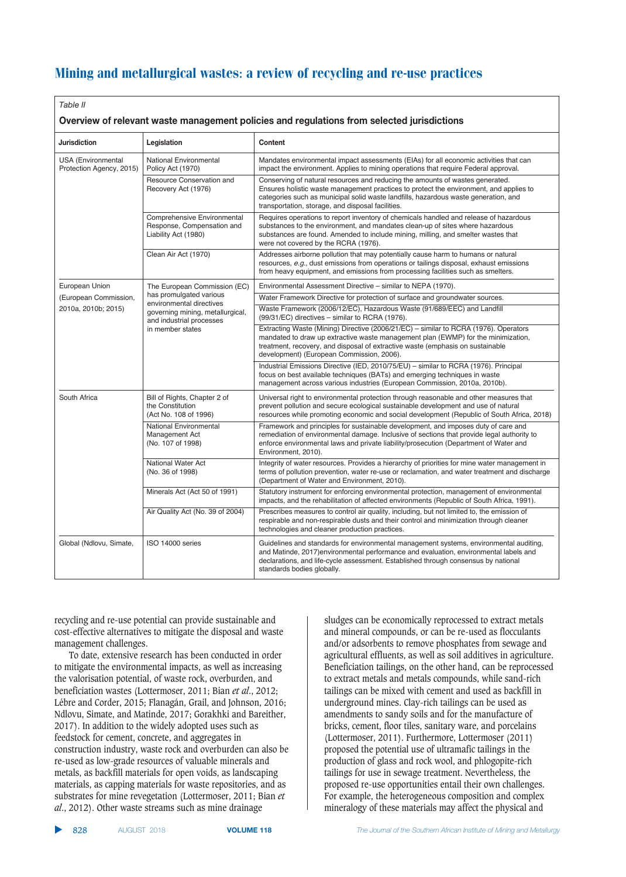Table II

**Overview of relevant waste management policies and regulations from selected jurisdictions**

| Jurisdiction | Legislation | Content |
|---|---|---|
| USA (Environmental Protection Agency, 2015) | National Environmental Policy Act (1970) | Mandates environmental impact assessments (EIAs) for all economic activities that can impact the environment. Applies to mining operations that require Federal approval. |
| | Resource Conservation and Recovery Act (1976) | Conserving of natural resources and reducing the amounts of wastes generated. Ensures holistic waste management practices to protect the environment, and applies to categories such as municipal solid waste landfills, hazardous waste generation, and transportation, storage, and disposal facilities. |
| | Comprehensive Environmental Response, Compensation and Liability Act (1980) | Requires operations to report inventory of chemicals handled and release of hazardous substances to the environment, and mandates clean-up of sites where hazardous substances are found. Amended to include mining, milling, and smelter wastes that were not covered by the RCRA (1976). |
| | Clean Air Act (1970) | Addresses airborne pollution that may potentially cause harm to humans or natural resources, *e.g.*, dust emissions from operations or tailings disposal, exhaust emissions from heavy equipment, and emissions from processing facilities such as smelters. |
| European Union (European Commission, 2010a, 2010b; 2015) | The European Commission (EC) has promulgated various environmental directives governing mining, metallurgical, and industrial processes in member states | Environmental Assessment Directive – similar to NEPA (1970). |
| | | Water Framework Directive for protection of surface and groundwater sources. |
| | | Waste Framework (2006/12/EC), Hazardous Waste (91/689/EEC) and Landfill (99/31/EC) directives – similar to RCRA (1976). |
| | | Extracting Waste (Mining) Directive (2006/21/EC) – similar to RCRA (1976). Operators mandated to draw up extractive waste management plan (EWMP) for the minimization, treatment, recovery, and disposal of extractive waste (emphasis on sustainable development) (European Commission, 2006). |
| | | Industrial Emissions Directive (IED, 2010/75/EU) – similar to RCRA (1976). Principal focus on best available techniques (BATs) and emerging techniques in waste management across various industries (European Commission, 2010a, 2010b). |
| South Africa | Bill of Rights, Chapter 2 of the Constitution (Act No. 108 of 1996) | Universal right to environmental protection through reasonable and other measures that prevent pollution and secure ecological sustainable development and use of natural resources while promoting economic and social development (Republic of South Africa, 2018) |
| | National Environmental Management Act (No. 107 of 1998) | Framework and principles for sustainable development, and imposes duty of care and remediation of environmental damage. Inclusive of sections that provide legal authority to enforce environmental laws and private liability/prosecution (Department of Water and Environment, 2010). |
| | National Water Act (No. 36 of 1998) | Integrity of water resources. Provides a hierarchy of priorities for mine water management in terms of pollution prevention, water re-use or reclamation, and water treatment and discharge (Department of Water and Environment, 2010). |
| | Minerals Act (Act 50 of 1991) | Statutory instrument for enforcing environmental protection, management of environmental impacts, and the rehabilitation of affected environments (Republic of South Africa, 1991). |
| | Air Quality Act (No. 39 of 2004) | Prescribes measures to control air quality, including, but not limited to, the emission of respirable and non-respirable dusts and their control and minimization through cleaner technologies and cleaner production practices. |
| Global (Ndlovu, Simate, | ISO 14000 series | Guidelines and standards for environmental management systems, environmental auditing, and Matinde, 2017)environmental performance and evaluation, environmental labels and declarations, and life-cycle assessment. Established through consensus by national standards bodies globally. |

recycling and re-use potential can provide sustainable and cost-effective alternatives to mitigate the disposal and waste management challenges.

To date, extensive research has been conducted in order to mitigate the environmental impacts, as well as increasing the valorisation potential, of waste rock, overburden, and beneficiation wastes (Lottermoser, 2011; Bian *et al*., 2012; Lébre and Corder, 2015; Flanagán, Grail, and Johnson, 2016; Ndlovu, Simate, and Matinde, 2017; Gorakhki and Bareither, 2017). In addition to the widely adopted uses such as feedstock for cement, concrete, and aggregates in construction industry, waste rock and overburden can also be re-used as low-grade resources of valuable minerals and metals, as backfill materials for open voids, as landscaping materials, as capping materials for waste repositories, and as substrates for mine revegetation (Lottermoser, 2011; Bian *et al*., 2012). Other waste streams such as mine drainage sludges can be economically reprocessed to extract metals and mineral compounds, or can be re-used as flocculants and/or adsorbents to remove phosphates from sewage and agricultural effluents, as well as soil additives in agriculture. Beneficiation tailings, on the other hand, can be reprocessed to extract metals and metals compounds, while sand-rich tailings can be mixed with cement and used as backfill in underground mines. Clay-rich tailings can be used as amendments to sandy soils and for the manufacture of bricks, cement, floor tiles, sanitary ware, and porcelains (Lottermoser, 2011). Furthermore, Lottermoser (2011) proposed the potential use of ultramafic tailings in the production of glass and rock wool, and phlogopite-rich tailings for use in sewage treatment. Nevertheless, the proposed re-use opportunities entail their own challenges. For example, the heterogeneous composition and complex mineralogy of these materials may affect the physical and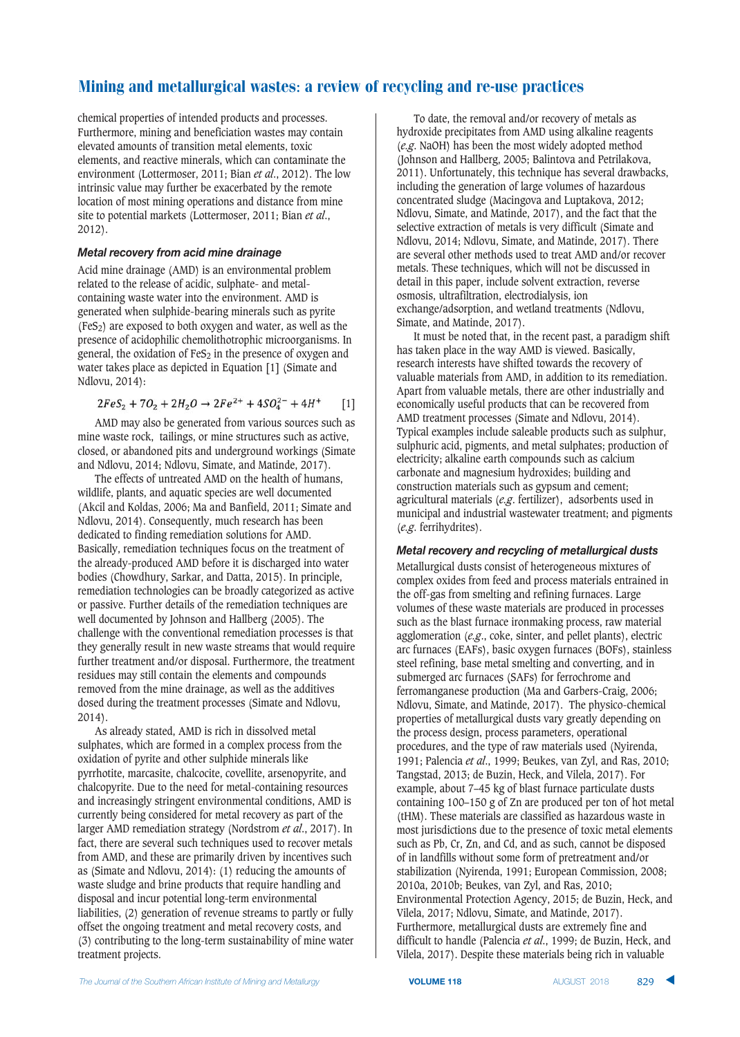chemical properties of intended products and processes. Furthermore, mining and beneficiation wastes may contain elevated amounts of transition metal elements, toxic elements, and reactive minerals, which can contaminate the environment (Lottermoser, 2011; Bian *et al*., 2012). The low intrinsic value may further be exacerbated by the remote location of most mining operations and distance from mine site to potential markets (Lottermoser, 2011; Bian *et al*., 2012).

### Metal recovery from acid mine drainage

Acid mine drainage (AMD) is an environmental problem related to the release of acidic, sulphate- and metal-containing waste water into the environment. AMD is generated when sulphide-bearing minerals such as pyrite ($FeS_2$) are exposed to both oxygen and water, as well as the presence of acidophilic chemolithotrophic microorganisms. In general, the oxidation of $FeS_2$ in the presence of oxygen and water takes place as depicted in Equation [1] (Simate and Ndlovu, 2014):

$$2FeS_2 + 7O_2 + 2H_2O \rightarrow 2Fe^{2+} + 4SO_4^{2-} + 4H^+ \quad [1]$$

AMD may also be generated from various sources such as mine waste rock, tailings, or mine structures such as active, closed, or abandoned pits and underground workings (Simate and Ndlovu, 2014; Ndlovu, Simate, and Matinde, 2017).

The effects of untreated AMD on the health of humans, wildlife, plants, and aquatic species are well documented (Akcil and Koldas, 2006; Ma and Banfield, 2011; Simate and Ndlovu, 2014). Consequently, much research has been dedicated to finding remediation solutions for AMD. Basically, remediation techniques focus on the treatment of the already-produced AMD before it is discharged into water bodies (Chowdhury, Sarkar, and Datta, 2015). In principle, remediation technologies can be broadly categorized as active or passive. Further details of the remediation techniques are well documented by Johnson and Hallberg (2005). The challenge with the conventional remediation processes is that they generally result in new waste streams that would require further treatment and/or disposal. Furthermore, the treatment residues may still contain the elements and compounds removed from the mine drainage, as well as the additives dosed during the treatment processes (Simate and Ndlovu, 2014).

As already stated, AMD is rich in dissolved metal sulphates, which are formed in a complex process from the oxidation of pyrite and other sulphide minerals like pyrrhotite, marcasite, chalcocite, covellite, arsenopyrite, and chalcopyrite. Due to the need for metal-containing resources and increasingly stringent environmental conditions, AMD is currently being considered for metal recovery as part of the larger AMD remediation strategy (Nordstrom *et al*., 2017). In fact, there are several such techniques used to recover metals from AMD, and these are primarily driven by incentives such as (Simate and Ndlovu, 2014): (1) reducing the amounts of waste sludge and brine products that require handling and disposal and incur potential long-term environmental liabilities, (2) generation of revenue streams to partly or fully offset the ongoing treatment and metal recovery costs, and (3) contributing to the long-term sustainability of mine water treatment projects.

To date, the removal and/or recovery of metals as hydroxide precipitates from AMD using alkaline reagents (*e.g*. NaOH) has been the most widely adopted method (Johnson and Hallberg, 2005; Balintova and Petrilakova, 2011). Unfortunately, this technique has several drawbacks, including the generation of large volumes of hazardous concentrated sludge (Macingova and Luptakova, 2012; Ndlovu, Simate, and Matinde, 2017), and the fact that the selective extraction of metals is very difficult (Simate and Ndlovu, 2014; Ndlovu, Simate, and Matinde, 2017). There are several other methods used to treat AMD and/or recover metals. These techniques, which will not be discussed in detail in this paper, include solvent extraction, reverse osmosis, ultrafiltration, electrodialysis, ion exchange/adsorption, and wetland treatments (Ndlovu, Simate, and Matinde, 2017).

It must be noted that, in the recent past, a paradigm shift has taken place in the way AMD is viewed. Basically, research interests have shifted towards the recovery of valuable materials from AMD, in addition to its remediation. Apart from valuable metals, there are other industrially and economically useful products that can be recovered from AMD treatment processes (Simate and Ndlovu, 2014). Typical examples include saleable products such as sulphur, sulphuric acid, pigments, and metal sulphates; production of electricity; alkaline earth compounds such as calcium carbonate and magnesium hydroxides; building and construction materials such as gypsum and cement; agricultural materials (*e.g*. fertilizer), adsorbents used in municipal and industrial wastewater treatment; and pigments (*e.g*. ferrihydrites).

### Metal recovery and recycling of metallurgical dusts

Metallurgical dusts consist of heterogeneous mixtures of complex oxides from feed and process materials entrained in the off-gas from smelting and refining furnaces. Large volumes of these waste materials are produced in processes such as the blast furnace ironmaking process, raw material agglomeration (*e.g*., coke, sinter, and pellet plants), electric arc furnaces (EAFs), basic oxygen furnaces (BOFs), stainless steel refining, base metal smelting and converting, and in submerged arc furnaces (SAFs) for ferrochrome and ferromanganese production (Ma and Garbers-Craig, 2006; Ndlovu, Simate, and Matinde, 2017). The physico-chemical properties of metallurgical dusts vary greatly depending on the process design, process parameters, operational procedures, and the type of raw materials used (Nyirenda, 1991; Palencia *et al*., 1999; Beukes, van Zyl, and Ras, 2010; Tangstad, 2013; de Buzin, Heck, and Vilela, 2017). For example, about 7–45 kg of blast furnace particulate dusts containing 100–150 g of Zn are produced per ton of hot metal (tHM). These materials are classified as hazardous waste in most jurisdictions due to the presence of toxic metal elements such as Pb, Cr, Zn, and Cd, and as such, cannot be disposed of in landfills without some form of pretreatment and/or stabilization (Nyirenda, 1991; European Commission, 2008; 2010a, 2010b; Beukes, van Zyl, and Ras, 2010; Environmental Protection Agency, 2015; de Buzin, Heck, and Vilela, 2017; Ndlovu, Simate, and Matinde, 2017). Furthermore, metallurgical dusts are extremely fine and difficult to handle (Palencia *et al*., 1999; de Buzin, Heck, and Vilela, 2017). Despite these materials being rich in valuable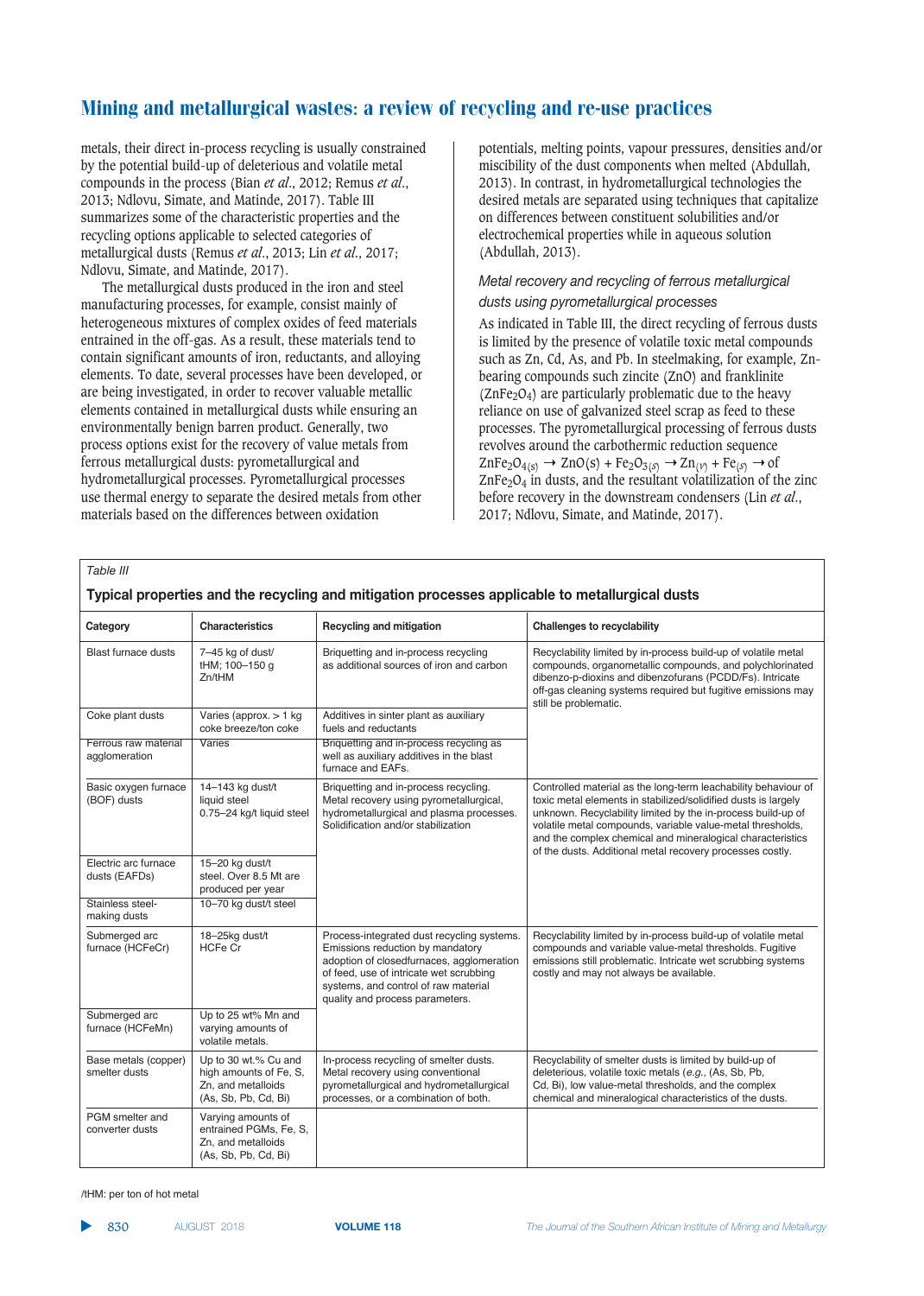metals, their direct in-process recycling is usually constrained by the potential build-up of deleterious and volatile metal compounds in the process (Bian *et al*., 2012; Remus *et al*., 2013; Ndlovu, Simate, and Matinde, 2017). Table III summarizes some of the characteristic properties and the recycling options applicable to selected categories of metallurgical dusts (Remus *et al*., 2013; Lin *et al*., 2017; Ndlovu, Simate, and Matinde, 2017).

The metallurgical dusts produced in the iron and steel manufacturing processes, for example, consist mainly of heterogeneous mixtures of complex oxides of feed materials entrained in the off-gas. As a result, these materials tend to contain significant amounts of iron, reductants, and alloying elements. To date, several processes have been developed, or are being investigated, in order to recover valuable metallic elements contained in metallurgical dusts while ensuring an environmentally benign barren product. Generally, two process options exist for the recovery of value metals from ferrous metallurgical dusts: pyrometallurgical and hydrometallurgical processes. Pyrometallurgical processes use thermal energy to separate the desired metals from other materials based on the differences between oxidation potentials, melting points, vapour pressures, densities and/or miscibility of the dust components when melted (Abdullah, 2013). In contrast, in hydrometallurgical technologies the desired metals are separated using techniques that capitalize on differences between constituent solubilities and/or electrochemical properties while in aqueous solution (Abdullah, 2013).

### *Metal recovery and recycling of ferrous metallurgical dusts using pyrometallurgical processes*

As indicated in Table III, the direct recycling of ferrous dusts is limited by the presence of volatile toxic metal compounds such as Zn, Cd, As, and Pb. In steelmaking, for example, Zn-bearing compounds such zincite (ZnO) and franklinite ($ZnFe_2O_4$) are particularly problematic due to the heavy reliance on use of galvanized steel scrap as feed to these processes. The pyrometallurgical processing of ferrous dusts revolves around the carbothermic reduction sequence $ZnFe_2O_{4(s)} \rightarrow ZnO(s) + Fe_2O_{3(s)} \rightarrow Zn_{(v)} + Fe_{(s)} \rightarrow$ of $ZnFe_2O_4$ in dusts, and the resultant volatilization of the zinc before recovery in the downstream condensers (Lin *et al*., 2017; Ndlovu, Simate, and Matinde, 2017).

*Table III*

**Typical properties and the recycling and mitigation processes applicable to metallurgical dusts**

| Category | Characteristics | Recycling and mitigation | Challenges to recyclability |
|---|---|---|---|
| Blast furnace dusts | 7–45 kg of dust/tHM; 100–150 g Zn/tHM | Briquetting and in-process recycling as additional sources of iron and carbon | Recyclability limited by in-process build-up of volatile metal compounds, organometallic compounds, and polychlorinated dibenzo-p-dioxins and dibenzofurans (PCDD/Fs). Intricate off-gas cleaning systems required but fugitive emissions may still be problematic. |
| Coke plant dusts | Varies (approx. > 1 kg coke breeze/ton coke | Additives in sinter plant as auxiliary fuels and reductants | |
| Ferrous raw material agglomeration | Varies | Briquetting and in-process recycling as well as auxiliary additives in the blast furnace and EAFs. | |
| Basic oxygen furnace (BOF) dusts | 14–143 kg dust/t liquid steel 0.75–24 kg/t liquid steel | Briquetting and in-process recycling. Metal recovery using pyrometallurgical, hydrometallurgical and plasma processes. Solidification and/or stabilization | Controlled material as the long-term leachability behaviour of toxic metal elements in stabilized/solidified dusts is largely unknown. Recyclability limited by the in-process build-up of volatile metal compounds, variable value-metal thresholds, and the complex chemical and mineralogical characteristics of the dusts. Additional metal recovery processes costly. |
| Electric arc furnace dusts (EAFDs) | 15–20 kg dust/t steel. Over 8.5 Mt are produced per year | | |
| Stainless steel-making dusts | 10–70 kg dust/t steel | | |
| Submerged arc furnace (HCFeCr) | 18–25kg dust/t HCFe Cr | Process-integrated dust recycling systems. Emissions reduction by mandatory adoption of closedfurnaces, agglomeration of feed, use of intricate wet scrubbing systems, and control of raw material quality and process parameters. | Recyclability limited by in-process build-up of volatile metal compounds and variable value-metal thresholds. Fugitive emissions still problematic. Intricate wet scrubbing systems costly and may not always be available. |
| Submerged arc furnace (HCFeMn) | Up to 25 wt% Mn and varying amounts of volatile metals. | | |
| Base metals (copper) smelter dusts | Up to 30 wt.% Cu and high amounts of Fe, S, Zn, and metalloids (As, Sb, Pb, Cd, Bi) | In-process recycling of smelter dusts. Metal recovery using conventional pyrometallurgical and hydrometallurgical processes, or a combination of both. | Recyclability of smelter dusts is limited by build-up of deleterious, volatile toxic metals (*e.g*., (As, Sb, Pb, Cd, Bi), low value-metal thresholds, and the complex chemical and mineralogical characteristics of the dusts. |
| PGM smelter and converter dusts | Varying amounts of entrained PGMs, Fe, S, Zn, and metalloids (As, Sb, Pb, Cd, Bi) | | |

/tHM: per ton of hot metal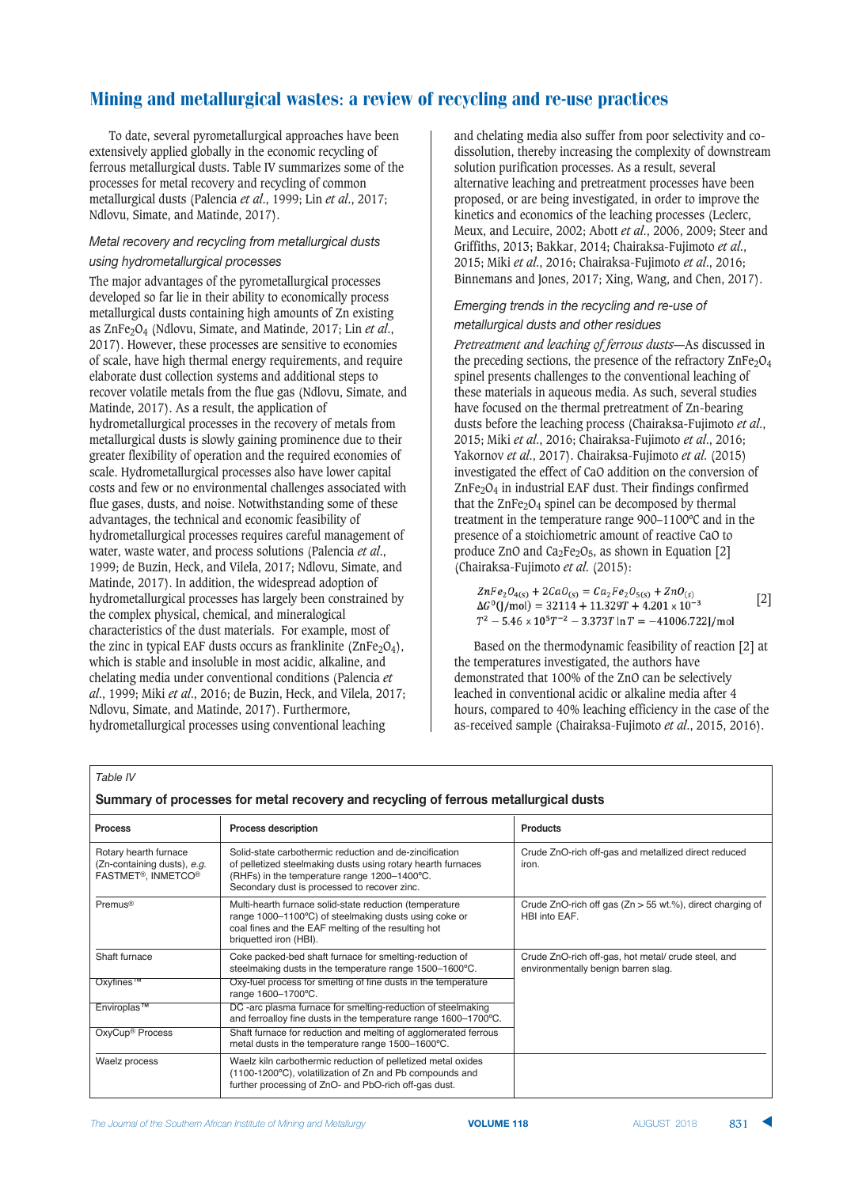To date, several pyrometallurgical approaches have been extensively applied globally in the economic recycling of ferrous metallurgical dusts. Table IV summarizes some of the processes for metal recovery and recycling of common metallurgical dusts (Palencia *et al*., 1999; Lin *et al*., 2017; Ndlovu, Simate, and Matinde, 2017).

### *Metal recovery and recycling from metallurgical dusts using hydrometallurgical processes*

The major advantages of the pyrometallurgical processes developed so far lie in their ability to economically process metallurgical dusts containing high amounts of Zn existing as $ZnFe_2O_4$ (Ndlovu, Simate, and Matinde, 2017; Lin *et al*., 2017). However, these processes are sensitive to economies of scale, have high thermal energy requirements, and require elaborate dust collection systems and additional steps to recover volatile metals from the flue gas (Ndlovu, Simate, and Matinde, 2017). As a result, the application of hydrometallurgical processes in the recovery of metals from metallurgical dusts is slowly gaining prominence due to their greater flexibility of operation and the required economies of scale. Hydrometallurgical processes also have lower capital costs and few or no environmental challenges associated with flue gases, dusts, and noise. Notwithstanding some of these advantages, the technical and economic feasibility of hydrometallurgical processes requires careful management of water, waste water, and process solutions (Palencia *et al*., 1999; de Buzin, Heck, and Vilela, 2017; Ndlovu, Simate, and Matinde, 2017). In addition, the widespread adoption of hydrometallurgical processes has largely been constrained by the complex physical, chemical, and mineralogical characteristics of the dust materials. For example, most of the zinc in typical EAF dusts occurs as franklinite ($ZnFe_2O_4$), which is stable and insoluble in most acidic, alkaline, and chelating media under conventional conditions (Palencia *et al*., 1999; Miki *et al*., 2016; de Buzin, Heck, and Vilela, 2017; Ndlovu, Simate, and Matinde, 2017). Furthermore, hydrometallurgical processes using conventional leaching and chelating media also suffer from poor selectivity and co-dissolution, thereby increasing the complexity of downstream solution purification processes. As a result, several alternative leaching and pretreatment processes have been proposed, or are being investigated, in order to improve the kinetics and economics of the leaching processes (Leclerc, Meux, and Lecuire, 2002; Abott *et al*., 2006, 2009; Steer and Griffiths, 2013; Bakkar, 2014; Chairaksa-Fujimoto *et al*., 2015; Miki *et al*., 2016; Chairaksa-Fujimoto *et al*., 2016; Binnemans and Jones, 2017; Xing, Wang, and Chen, 2017).

### *Emerging trends in the recycling and re-use of metallurgical dusts and other residues*

*Pretreatment and leaching of ferrous dusts*—As discussed in the preceding sections, the presence of the refractory $ZnFe_2O_4$ spinel presents challenges to the conventional leaching of these materials in aqueous media. As such, several studies have focused on the thermal pretreatment of Zn-bearing dusts before the leaching process (Chairaksa-Fujimoto *et al*., 2015; Miki *et al*., 2016; Chairaksa-Fujimoto *et al*., 2016; Yakornov *et al*., 2017). Chairaksa-Fujimoto *et al*. (2015) investigated the effect of CaO addition on the conversion of $ZnFe_2O_4$ in industrial EAF dust. Their findings confirmed that the $ZnFe_2O_4$ spinel can be decomposed by thermal treatment in the temperature range 900–1100°C and in the presence of a stoichiometric amount of reactive CaO to produce ZnO and $Ca_2Fe_2O_5$, as shown in Equation [2] (Chairaksa-Fujimoto *et al*. (2015):

$$
\begin{aligned}
&ZnFe_2O_{4(s)} + 2CaO_{(s)} = Ca_2Fe_2O_{5(s)} + ZnO_{(s)} \\
&\Delta G^0(\text{J/mol}) = 32114 + 11.329T + 4.201\times10^{-3} \\
&T^2 - 5.46\times10^5 T^{-2} - 3.373T\ln T = -41006.722\,\text{J/mol}
\end{aligned}
\qquad [2]
$$

Based on the thermodynamic feasibility of reaction [2] at the temperatures investigated, the authors have demonstrated that 100% of the ZnO can be selectively leached in conventional acidic or alkaline media after 4 hours, compared to 40% leaching efficiency in the case of the as-received sample (Chairaksa-Fujimoto *et al*., 2015, 2016).

*Table IV*

**Summary of processes for metal recovery and recycling of ferrous metallurgical dusts**

| Process | Process description | Products |
|---|---|---|
| Rotary hearth furnace (Zn-containing dusts), *e.g.* FASTMET®, INMETCO® | Solid-state carbothermic reduction and de-zincification of pelletized steelmaking dusts using rotary hearth furnaces (RHFs) in the temperature range 1200–1400°C. Secondary dust is processed to recover zinc. | Crude ZnO-rich off-gas and metallized direct reduced iron. |
| Premus® | Multi-hearth furnace solid-state reduction (temperature range 1000–1100°C) of steelmaking dusts using coke or coal fines and the EAF melting of the resulting hot briquetted iron (HBI). | Crude ZnO-rich off gas (Zn > 55 wt.%), direct charging of HBI into EAF. |
| Shaft furnace | Coke packed-bed shaft furnace for smelting-reduction of steelmaking dusts in the temperature range 1500–1600°C. | Crude ZnO-rich off-gas, hot metal/ crude steel, and environmentally benign barren slag. |
| Oxyfines™ | Oxy-fuel process for smelting of fine dusts in the temperature range 1600–1700°C. | |
| Enviroplas™ | DC -arc plasma furnace for smelting-reduction of steelmaking and ferroalloy fine dusts in the temperature range 1600–1700°C. | |
| OxyCup® Process | Shaft furnace for reduction and melting of agglomerated ferrous metal dusts in the temperature range 1500–1600°C. | |
| Waelz process | Waelz kiln carbothermic reduction of pelletized metal oxides (1100-1200°C), volatilization of Zn and Pb compounds and further processing of ZnO- and PbO-rich off-gas dust. | |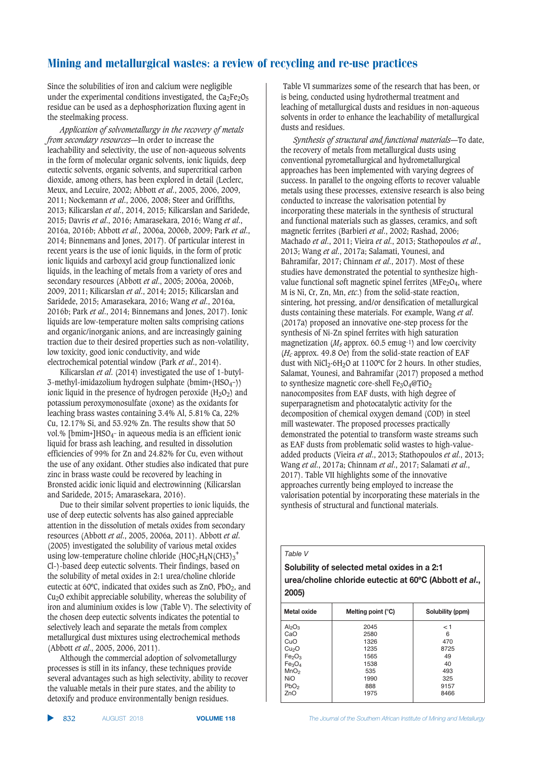Since the solubilities of iron and calcium were negligible under the experimental conditions investigated, the $Ca_2Fe_2O_5$ residue can be used as a dephosphorization fluxing agent in the steelmaking process.

*Application of solvometallurgy in the recovery of metals from secondary resources*—In order to increase the leachability and selectivity, the use of non-aqueous solvents in the form of molecular organic solvents, ionic liquids, deep eutectic solvents, organic solvents, and supercritical carbon dioxide, among others, has been explored in detail (Leclerc, Meux, and Lecuire, 2002; Abbott *et al*., 2005, 2006, 2009, 2011; Nockemann *et al*., 2006, 2008; Steer and Griffiths, 2013; Kilicarslan *et al*., 2014, 2015; Kilicarslan and Saridede, 2015; Davris *et al*., 2016; Amarasekara, 2016; Wang *et al*., 2016a, 2016b; Abbott *et al*., 2006a, 2006b, 2009; Park *et al*., 2014; Binnemans and Jones, 2017). Of particular interest in recent years is the use of ionic liquids, in the form of protic ionic liquids and carboxyl acid group functionalized ionic liquids, in the leaching of metals from a variety of ores and secondary resources (Abbott *et al*., 2005; 2006a, 2006b, 2009, 2011; Kilicarslan *et al*., 2014; 2015; Kilicarslan and Saridede, 2015; Amarasekara, 2016; Wang *et al*., 2016a, 2016b; Park *et al*., 2014; Binnemans and Jones, 2017). Ionic liquids are low-temperature molten salts comprising cations and organic/inorganic anions, and are increasingly gaining traction due to their desired properties such as non-volatility, low toxicity, good ionic conductivity, and wide electrochemical potential window (Park *et al*., 2014).

Kilicarslan *et al*. (2014) investigated the use of 1-butyl-3-methyl-imidazolium hydrogen sulphate (bmim+$(HSO_4^-)$) ionic liquid in the presence of hydrogen peroxide ($H_2O_2$) and potassium peroxymonosulfate (oxone) as the oxidants for leaching brass wastes containing 3.4% Al, 5.81% Ca, 22% Cu, 12.17% Si, and 53.92% Zn. The results show that 50 vol.% [bmim+]$HSO_4^-$ in aqueous media is an efficient ionic liquid for brass ash leaching, and resulted in dissolution efficiencies of 99% for Zn and 24.82% for Cu, even without the use of any oxidant. Other studies also indicated that pure zinc in brass waste could be recovered by leaching in Bronsted acidic ionic liquid and electrowinning (Kilicarslan and Saridede, 2015; Amarasekara, 2016).

Due to their similar solvent properties to ionic liquids, the use of deep eutectic solvents has also gained appreciable attention in the dissolution of metals oxides from secondary resources (Abbott *et al*., 2005, 2006a, 2011). Abbott *et al*. (2005) investigated the solubility of various metal oxides using low-temperature choline chloride $(HOC_2H_4N(CH3)_3^+$ Cl-)-based deep eutectic solvents. Their findings, based on the solubility of metal oxides in 2:1 urea/choline chloride eutectic at 60ºC, indicated that oxides such as ZnO, $PbO_2$, and $Cu_2O$ exhibit appreciable solubility, whereas the solubility of iron and aluminium oxides is low (Table V). The selectivity of the chosen deep eutectic solvents indicates the potential to selectively leach and separate the metals from complex metallurgical dust mixtures using electrochemical methods (Abbott *et al*., 2005, 2006, 2011).

Although the commercial adoption of solvometallurgy processes is still in its infancy, these techniques provide several advantages such as high selectivity, ability to recover the valuable metals in their pure states, and the ability to detoxify and produce environmentally benign residues.

Table VI summarizes some of the research that has been, or is being, conducted using hydrothermal treatment and leaching of metallurgical dusts and residues in non-aqueous solvents in order to enhance the leachability of metallurgical dusts and residues.

*Synthesis of structural and functional materials*—To date, the recovery of metals from metallurgical dusts using conventional pyrometallurgical and hydrometallurgical approaches has been implemented with varying degrees of success. In parallel to the ongoing efforts to recover valuable metals using these processes, extensive research is also being conducted to increase the valorisation potential by incorporating these materials in the synthesis of structural and functional materials such as glasses, ceramics, and soft magnetic ferrites (Barbieri *et al*., 2002; Rashad, 2006; Machado *et al*., 2011; Vieira *et al*., 2013; Stathopoulos *et al*., 2013; Wang *et al*., 2017a; Salamati, Younesi, and Bahramifar, 2017; Chinnam *et al*., 2017). Most of these studies have demonstrated the potential to synthesize high-value functional soft magnetic spinel ferrites ($MFe_2O_4$, where M is Ni, Cr, Zn, Mn, *etc*.) from the solid-state reaction, sintering, hot pressing, and/or densification of metallurgical dusts containing these materials. For example, Wang *et al*. (2017a) proposed an innovative one-step process for the synthesis of Ni-Zn spinel ferrites with high saturation magnetization ($M_s$ approx. 60.5 emug$^{-1}$) and low coercivity ($H_c$ approx. 49.8 Oe) from the solid-state reaction of EAF dust with $NiCl_2{\cdot}6H_2O$ at 1100ºC for 2 hours. In other studies, Salamati, Younesi, and Bahramifar (2017) proposed a method to synthesize magnetic core-shell $Fe_3O_4@TiO_2$ nanocomposites from EAF dusts, with high degree of superparagnetism and photocatalytic activity for the decomposition of chemical oxygen demand (COD) in steel mill wastewater. The proposed processes practically demonstrated the potential to transform waste streams such as EAF dusts from problematic solid wastes to high-value-added products (Vieira *et al*., 2013; Stathopoulos *et al*., 2013; Wang *et al*., 2017a; Chinnam *et al*., 2017; Salamati *et al*., 2017). Table VII highlights some of the innovative approaches currently being employed to increase the valorisation potential by incorporating these materials in the synthesis of structural and functional materials.

*Table V*

**Solubility of selected metal oxides in a 2:1 urea/choline chloride eutectic at 60ºC (Abbott *et al*., 2005)**

| Metal oxide | Melting point (°C) | Solubility (ppm) |
|---|---|---|
| $Al_2O_3$ | 2045 | < 1 |
| CaO | 2580 | 6 |
| CuO | 1326 | 470 |
| $Cu_2O$ | 1235 | 8725 |
| $Fe_2O_3$ | 1565 | 49 |
| $Fe_3O_4$ | 1538 | 40 |
| $MnO_2$ | 535 | 493 |
| NiO | 1990 | 325 |
| $PbO_2$ | 888 | 9157 |
| ZnO | 1975 | 8466 |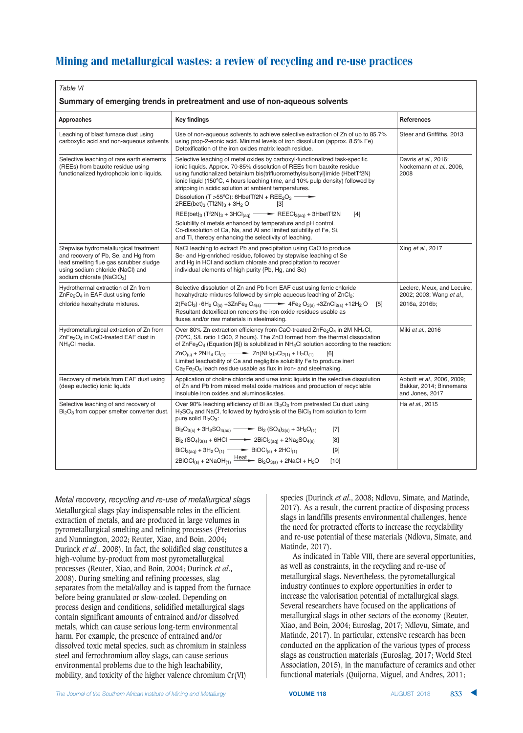Table VI

**Summary of emerging trends in pretreatment and use of non-aqueous solvents**

| Approaches | Key findings | References |
|---|---|---|
| Leaching of blast furnace dust using carboxylic acid and non-aqueous solvents | Use of non-aqueous solvents to achieve selective extraction of Zn of up to 85.7% using prop-2-eonic acid. Minimal levels of iron dissolution (approx. 8.5% Fe) Detoxification of the iron oxides matrix leach residue. | Steer and Griffiths, 2013 |
| Selective leaching of rare earth elements (REEs) from bauxite residue using functionalized hydrophobic ionic liquids. | Selective leaching of metal oxides by carboxyl-functionalized task-specific ionic liquids. Approx. 70-85% dissolution of REEs from bauxite residue using functionalized betainium bis(trifluoromethylsulsonyl)imide (HbetTf2N) ionic liquid (150°C, 4 hours leaching time, and 10% pulp density) followed by stripping in acidic solution at ambient temperatures. Dissolution (T >55°C): $6HbetTf2N + REE_2O_3 \rightarrow 2REE(bet)_3(Tf2N)_3 + 3H_2O$ [3] $REE(bet)_3(Tf2N)_3 + 3HCl_{(aq)} \rightarrow REECl_{3(aq)} + 3HbetTf2N$ [4] Solubility of metals enhanced by temperature and pH control. Co-dissolution of Ca, Na, and Al and limited solubility of Fe, Si, and Ti, thereby enhancing the selectivity of leaching. | Davris *et al.*, 2016; Nockemann *et al.*, 2006, 2008 |
| Stepwise hydrometallurgical treatment and recovery of Pb, Se, and Hg from lead smelting flue gas scrubber sludge using sodium chloride (NaCl) and sodium chlorate ($NaClO_3$) | NaCl leaching to extract Pb and precipitation using CaO to produce Se- and Hg-enriched residue, followed by stepwise leaching of Se and Hg in HCl and sodium chlorate and precipitation to recover individual elements of high purity (Pb, Hg, and Se) | Xing *et al.*, 2017 |
| Hydrothermal extraction of Zn from $ZnFe_2O_4$ in EAF dust using ferric chloride hexahydrate mixtures. | Selective dissolution of Zn and Pb from EAF dust using ferric chloride hexahydrate mixtures followed by simple aqueous leaching of $ZnCl_2$: $2(FeCl_3)\cdot 6H_2O_{(s)} + 3ZnFe_2O_{4(s)} \rightarrow 4Fe_2O_{3(s)} + 3ZnCl_{2(s)} + 12H_2O$ [5] Resultant detoxification renders the iron oxide residues usable as fluxes and/or raw materials in steelmaking. | Leclerc, Meux, and Lecuire, 2002; 2003; Wang *et al.*, 2016a, 2016b; |
| Hydrometallurgical extraction of Zn from $ZnFe_2O_4$ in CaO-treated EAF dust in $NH_4Cl$ media. | Over 80% Zn extraction efficiency from CaO-treated $ZnFe_2O_4$ in 2M $NH_4Cl$, (70°C, S/L ratio 1:300, 2 hours). The ZnO formed from the thermal dissociation of $ZnFe_2O_4$ (Equation [8]) is solubilized in $NH_4Cl$ solution according to the reaction: $ZnO_{(s)} + 2NH_4Cl_{(1)} \rightarrow Zn(NH_3)_2Cl_{2(1)} + H_2O_{(1)}$ [6] Limited leachability of Ca and negligible solubility Fe to produce inert $Ca_2Fe_2O_5$ leach residue usable as flux in iron- and steelmaking. | Miki *et al.*, 2016 |
| Recovery of metals from EAF dust using (deep eutectic) ionic liquids | Application of choline chloride and urea ionic liquids in the selective dissolution of Zn and Pb from mixed metal oxide matrices and production of recyclable insoluble iron oxides and aluminosilicates. | Abbott *et al.*, 2006, 2009; Bakkar, 2014; Binnemans and Jones, 2017 |
| Selective leaching of and recovery of $Bi_2O_3$ from copper smelter converter dust. | Over 90% leaching efficiency of Bi as $Bi_2O_3$ from pretreated Cu dust using $H_2SO_4$ and NaCl, followed by hydrolysis of the $BiCl_3$ from solution to form pure solid $Bi_2O_3$: $Bi_2O_{3(s)} + 3H_2SO_{4(aq)} \rightarrow Bi_2(SO_4)_{3(s)} + 3H_2O_{(l)}$ [7] $Bi_2(SO_4)_{3(s)} + 6HCl \rightarrow 2BiCl_{3(aq)} + 2Na_2SO_{4(s)}$ [8] $BiCl_{3(aq)} + 3H_2O_{(l)} \rightarrow BiOCl_{(s)} + 2HCl_{(l)}$ [9] $2BiOCl_{(s)} + 2NaOH_{(l)} \xrightarrow{Heat} Bi_2O_{3(s)} + 2NaCl + H_2O$ [10] | Ha *et al.*, 2015 |

*Metal recovery, recycling and re-use of metallurgical slags*

Metallurgical slags play indispensable roles in the efficient extraction of metals, and are produced in large volumes in pyrometallurgical smelting and refining processes (Pretorius and Nunnington, 2002; Reuter, Xiao, and Boin, 2004; Durinck *et al.*, 2008). In fact, the solidified slag constitutes a high-volume by-product from most pyrometallurgical processes (Reuter, Xiao, and Boin, 2004; Durinck *et al.*, 2008). During smelting and refining processes, slag separates from the metal/alloy and is tapped from the furnace before being granulated or slow-cooled. Depending on process design and conditions, solidified metallurgical slags contain significant amounts of entrained and/or dissolved metals, which can cause serious long-term environmental harm. For example, the presence of entrained and/or dissolved toxic metal species, such as chromium in stainless steel and ferrochromium alloy slags, can cause serious environmental problems due to the high leachability, mobility, and toxicity of the higher valence chromium Cr(VI) species (Durinck *et al.*, 2008; Ndlovu, Simate, and Matinde, 2017). As a result, the current practice of disposing process slags in landfills presents environmental challenges, hence the need for protracted efforts to increase the recyclability and re-use potential of these materials (Ndlovu, Simate, and Matinde, 2017).

As indicated in Table VIII, there are several opportunities, as well as constraints, in the recycling and re-use of metallurgical slags. Nevertheless, the pyrometallurgical industry continues to explore opportunities in order to increase the valorisation potential of metallurgical slags. Several researchers have focused on the applications of metallurgical slags in other sectors of the economy (Reuter, Xiao, and Boin, 2004; Euroslag, 2017; Ndlovu, Simate, and Matinde, 2017). In particular, extensive research has been conducted on the application of the various types of process slags as construction materials (Euroslag, 2017; World Steel Association, 2015), in the manufacture of ceramics and other functional materials (Quijorna, Miguel, and Andres, 2011;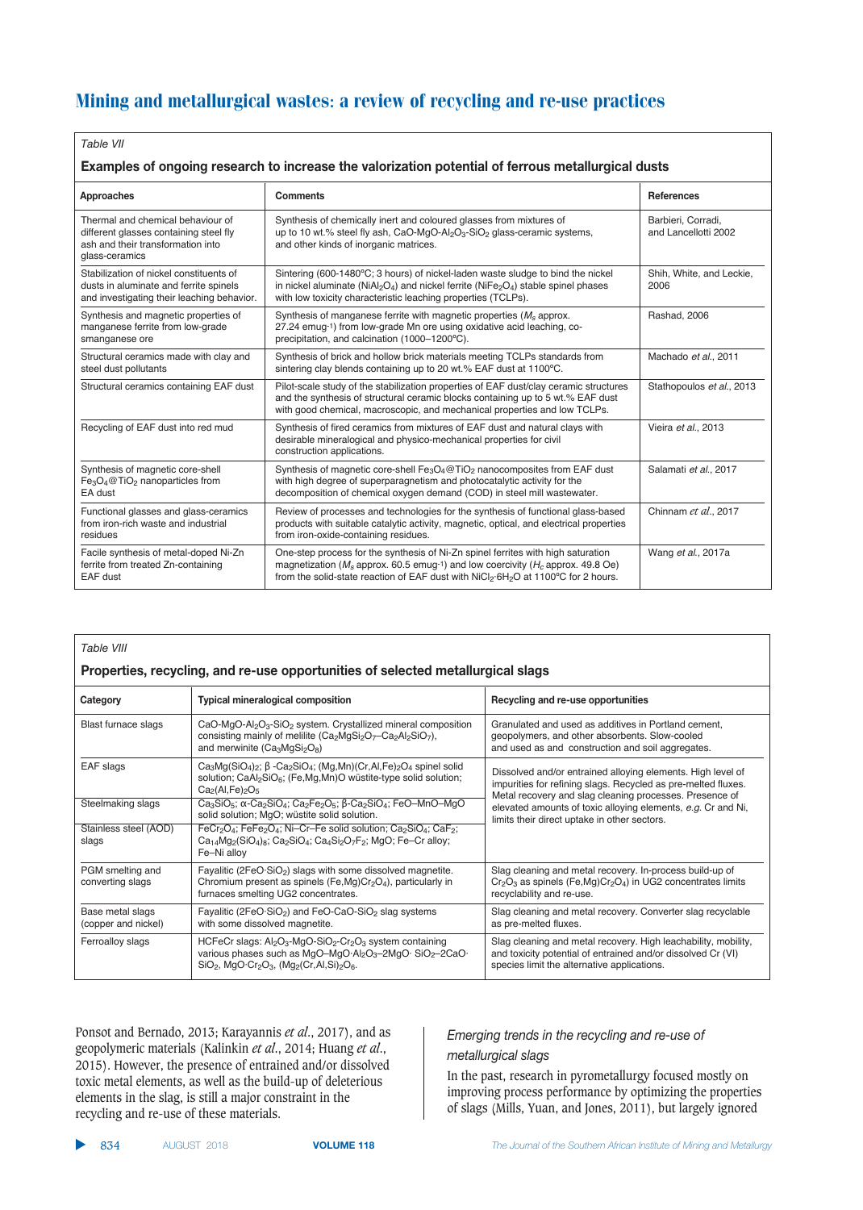Table VII

**Examples of ongoing research to increase the valorization potential of ferrous metallurgical dusts**

| Approaches | Comments | References |
|---|---|---|
| Thermal and chemical behaviour of different glasses containing steel fly ash and their transformation into glass-ceramics | Synthesis of chemically inert and coloured glasses from mixtures of up to 10 wt.% steel fly ash, $CaO$-$MgO$-$Al_2O_3$-$SiO_2$ glass-ceramic systems, and other kinds of inorganic matrices. | Barbieri, Corradi, and Lancellotti 2002 |
| Stabilization of nickel constituents of dusts in aluminate and ferrite spinels and investigating their leaching behavior. | Sintering (600-1480°C; 3 hours) of nickel-laden waste sludge to bind the nickel in nickel aluminate ($NiAl_2O_4$) and nickel ferrite ($NiFe_2O_4$) stable spinel phases with low toxicity characteristic leaching properties (TCLPs). | Shih, White, and Leckie, 2006 |
| Synthesis and magnetic properties of manganese ferrite from low-grade smanganese ore | Synthesis of manganese ferrite with magnetic properties ($M_s$ approx. 27.24 emug[-1]) from low-grade Mn ore using oxidative acid leaching, co-precipitation, and calcination (1000–1200°C). | Rashad, 2006 |
| Structural ceramics made with clay and steel dust pollutants | Synthesis of brick and hollow brick materials meeting TCLPs standards from sintering clay blends containing up to 20 wt.% EAF dust at 1100°C. | Machado *et al.*, 2011 |
| Structural ceramics containing EAF dust | Pilot-scale study of the stabilization properties of EAF dust/clay ceramic structures and the synthesis of structural ceramic blocks containing up to 5 wt.% EAF dust with good chemical, macroscopic, and mechanical properties and low TCLPs. | Stathopoulos *et al.*, 2013 |
| Recycling of EAF dust into red mud | Synthesis of fired ceramics from mixtures of EAF dust and natural clays with desirable mineralogical and physico-mechanical properties for civil construction applications. | Vieira *et al.*, 2013 |
| Synthesis of magnetic core-shell $Fe_3O_4$@$TiO_2$ nanoparticles from EA dust | Synthesis of magnetic core-shell $Fe_3O_4$@$TiO_2$ nanocomposites from EAF dust with high degree of superparagnetism and photocatalytic activity for the decomposition of chemical oxygen demand (COD) in steel mill wastewater. | Salamati *et al.*, 2017 |
| Functional glasses and glass-ceramics from iron-rich waste and industrial residues | Review of processes and technologies for the synthesis of functional glass-based products with suitable catalytic activity, magnetic, optical, and electrical properties from iron-oxide-containing residues. | Chinnam *et al.*, 2017 |
| Facile synthesis of metal-doped Ni-Zn ferrite from treated Zn-containing EAF dust | One-step process for the synthesis of Ni-Zn spinel ferrites with high saturation magnetization ($M_s$ approx. 60.5 emug[-1]) and low coercivity ($H_c$ approx. 49.8 Oe) from the solid-state reaction of EAF dust with $NiCl_2{\cdot}6H_2O$ at 1100°C for 2 hours. | Wang *et al.*, 2017a |

Table VIII

**Properties, recycling, and re-use opportunities of selected metallurgical slags**

| Category | Typical mineralogical composition | Recycling and re-use opportunities |
|---|---|---|
| Blast furnace slags | $CaO$-$MgO$-$Al_2O_3$-$SiO_2$ system. Crystallized mineral composition consisting mainly of mellilite ($Ca_2MgSi_2O_7$–$Ca_2Al_2SiO_7$), and merwinite ($Ca_3MgSi_2O_8$) | Granulated and used as additives in Portland cement, geopolymers, and other absorbents. Slow-cooled and used as and construction and soil aggregates. |
| EAF slags | $Ca_3Mg(SiO_4)_2$; β-$Ca_2SiO_4$; $(Mg,Mn)(Cr,Al,Fe)_2O_4$ spinel solid solution; $CaAl_2SiO_6$; $(Fe,Mg,Mn)O$ wüstite-type solid solution; $Ca_2(Al,Fe)_2O_5$ | Dissolved and/or entrained alloying elements. High level of impurities for refining slags. Recycled as pre-melted fluxes. Metal recovery and slag cleaning processes. Presence of elevated amounts of toxic alloying elements, *e.g.* Cr and Ni, limits their direct uptake in other sectors. |
| Steelmaking slags | $Ca_3SiO_5$; α-$Ca_2SiO_4$; $Ca_2Fe_2O_5$; β-$Ca_2SiO_4$; $FeO$–$MnO$–$MgO$ solid solution; $MgO$; wüstite solid solution. | |
| Stainless steel (AOD) slags | $FeCr_2O_4$; $FeFe_2O_4$; Ni–Cr–Fe solid solution; $Ca_2SiO_4$; $CaF_2$; $Ca_{14}Mg_2(SiO_4)_8$; $Ca_2SiO_4$; $Ca_4Si_2O_7F_2$; $MgO$; Fe–Cr alloy; Fe–Ni alloy | |
| PGM smelting and converting slags | Fayalitic ($2FeO{\cdot}SiO_2$) slags with some dissolved magnetite. Chromium present as spinels $(Fe,Mg)Cr_2O_4$), particularly in furnaces smelting UG2 concentrates. | Slag cleaning and metal recovery. In-process build-up of $Cr_2O_3$ as spinels $(Fe,Mg)Cr_2O_4$) in UG2 concentrates limits recyclability and re-use. |
| Base metal slags (copper and nickel) | Fayalitic ($2FeO{\cdot}SiO_2$) and $FeO$-$CaO$-$SiO_2$ slag systems with some dissolved magnetite. | Slag cleaning and metal recovery. Converter slag recyclable as pre-melted fluxes. |
| Ferroalloy slags | HCFeCr slags: $Al_2O_3$-$MgO$-$SiO_2$-$Cr_2O_3$ system containing various phases such as $MgO$–$MgO{\cdot}Al_2O_3$–$2MgO{\cdot}SiO_2$–$2CaO{\cdot}SiO_2$, $MgO{\cdot}Cr_2O_3$, $(Mg_2(Cr,Al,Si)_2O_6$. | Slag cleaning and metal recovery. High leachability, mobility, and toxicity potential of entrained and/or dissolved Cr (VI) species limit the alternative applications. |

Ponsot and Bernado, 2013; Karayannis *et al.*, 2017), and as geopolymeric materials (Kalinkin *et al.*, 2014; Huang *et al.*, 2015). However, the presence of entrained and/or dissolved toxic metal elements, as well as the build-up of deleterious elements in the slag, is still a major constraint in the recycling and re-use of these materials.

### *Emerging trends in the recycling and re-use of metallurgical slags*

In the past, research in pyrometallurgy focused mostly on improving process performance by optimizing the properties of slags (Mills, Yuan, and Jones, 2011), but largely ignored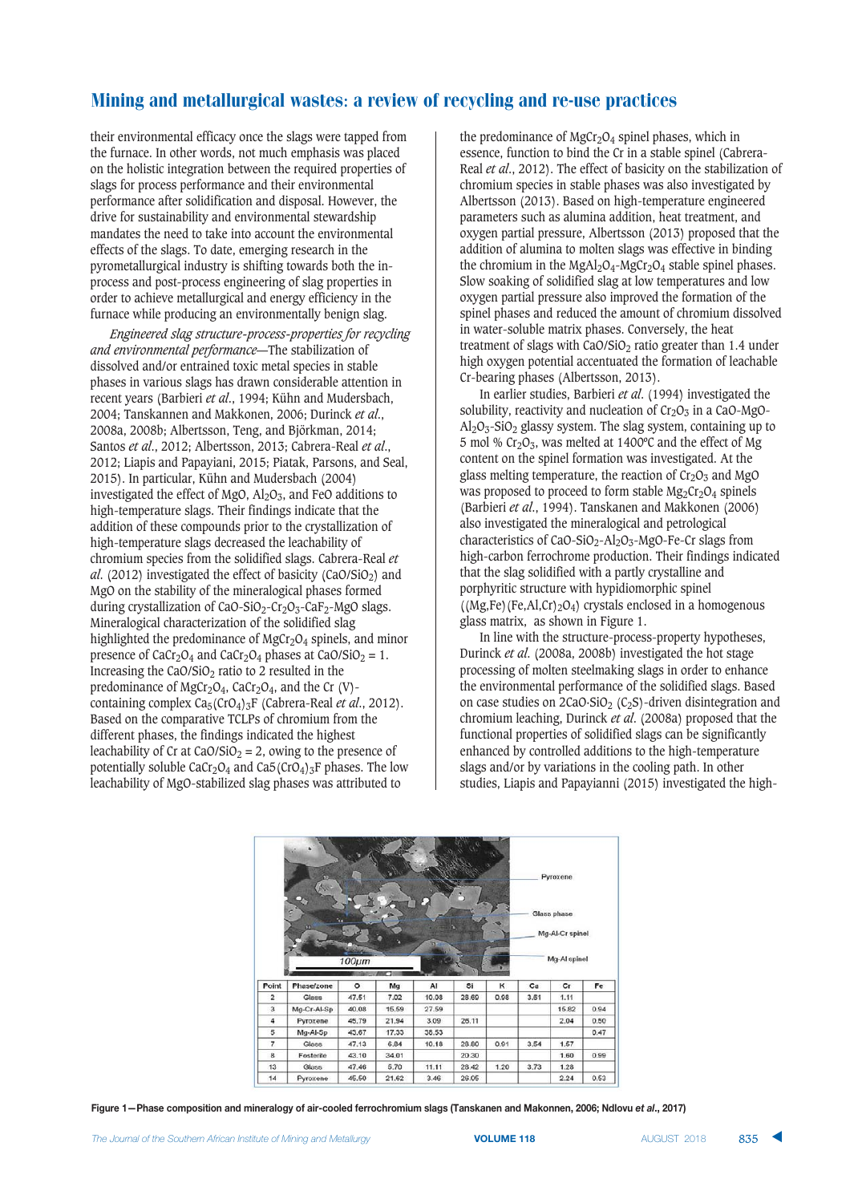their environmental efficacy once the slags were tapped from the furnace. In other words, not much emphasis was placed on the holistic integration between the required properties of slags for process performance and their environmental performance after solidification and disposal. However, the drive for sustainability and environmental stewardship mandates the need to take into account the environmental effects of the slags. To date, emerging research in the pyrometallurgical industry is shifting towards both the in-process and post-process engineering of slag properties in order to achieve metallurgical and energy efficiency in the furnace while producing an environmentally benign slag.

*Engineered slag structure-process-properties for recycling and environmental performance*—The stabilization of dissolved and/or entrained toxic metal species in stable phases in various slags has drawn considerable attention in recent years (Barbieri *et al.*, 1994; Kühn and Mudersbach, 2004; Tanskannen and Makkonen, 2006; Durinck *et al.*, 2008a, 2008b; Albertsson, Teng, and Björkman, 2014; Santos *et al.*, 2012; Albertsson, 2013; Cabrera-Real *et al.*, 2012; Liapis and Papayiani, 2015; Piatak, Parsons, and Seal, 2015). In particular, Kühn and Mudersbach (2004) investigated the effect of MgO, $Al_2O_3$, and FeO additions to high-temperature slags. Their findings indicate that the addition of these compounds prior to the crystallization of high-temperature slags decreased the leachability of chromium species from the solidified slags. Cabrera-Real *et al.* (2012) investigated the effect of basicity ($CaO/SiO_2$) and MgO on the stability of the mineralogical phases formed during crystallization of $CaO$-$SiO_2$-$Cr_2O_3$-$CaF_2$-MgO slags. Mineralogical characterization of the solidified slag highlighted the predominance of $MgCr_2O_4$ spinels, and minor presence of $CaCr_2O_4$ and $CaCr_2O_4$ phases at $CaO/SiO_2$ = 1. Increasing the $CaO/SiO_2$ ratio to 2 resulted in the predominance of $MgCr_2O_4$, $CaCr_2O_4$, and the Cr (V)-containing complex $Ca_5(CrO_4)_3F$ (Cabrera-Real *et al.*, 2012). Based on the comparative TCLPs of chromium from the different phases, the findings indicated the highest leachability of Cr at $CaO/SiO_2$ = 2, owing to the presence of potentially soluble $CaCr_2O_4$ and $Ca5(CrO_4)_3F$ phases. The low leachability of MgO-stabilized slag phases was attributed to the predominance of $MgCr_2O_4$ spinel phases, which in essence, function to bind the Cr in a stable spinel (Cabrera-Real *et al.*, 2012). The effect of basicity on the stabilization of chromium species in stable phases was also investigated by Albertsson (2013). Based on high-temperature engineered parameters such as alumina addition, heat treatment, and oxygen partial pressure, Albertsson (2013) proposed that the addition of alumina to molten slags was effective in binding the chromium in the $MgAl_2O_4$-$MgCr_2O_4$ stable spinel phases. Slow soaking of solidified slag at low temperatures and low oxygen partial pressure also improved the formation of the spinel phases and reduced the amount of chromium dissolved in water-soluble matrix phases. Conversely, the heat treatment of slags with $CaO/SiO_2$ ratio greater than 1.4 under high oxygen potential accentuated the formation of leachable Cr-bearing phases (Albertsson, 2013).

In earlier studies, Barbieri *et al.* (1994) investigated the solubility, reactivity and nucleation of $Cr_2O_3$ in a $CaO$-$MgO$-$Al_2O_3$-$SiO_2$ glassy system. The slag system, containing up to 5 mol % $Cr_2O_3$, was melted at 1400ºC and the effect of Mg content on the spinel formation was investigated. At the glass melting temperature, the reaction of $Cr_2O_3$ and MgO was proposed to proceed to form stable $Mg_2Cr_2O_4$ spinels (Barbieri *et al.*, 1994). Tanskanen and Makkonen (2006) also investigated the mineralogical and petrological characteristics of $CaO$-$SiO_2$-$Al_2O_3$-$MgO$-Fe-Cr slags from high-carbon ferrochrome production. Their findings indicated that the slag solidified with a partly crystalline and porphyritic structure with hypidiomorphic spinel ($(Mg,Fe)(Fe,Al,Cr)_2O_4$) crystals enclosed in a homogenous glass matrix, as shown in Figure 1.

In line with the structure-process-property hypotheses, Durinck *et al.* (2008a, 2008b) investigated the hot stage processing of molten steelmaking slags in order to enhance the environmental performance of the solidified slags. Based on case studies on $2CaO{\cdot}SiO_2$ ($C_2S$)-driven disintegration and chromium leaching, Durinck *et al.* (2008a) proposed that the functional properties of solidified slags can be significantly enhanced by controlled additions to the high-temperature slags and/or by variations in the cooling path. In other studies, Liapis and Papayianni (2015) investigated the high-

| Point | Phase/zone | O | Mg | Al | Si | K | Ca | Cr | Fe |
|---|---|---|---|---|---|---|---|---|---|
| 2 | Glass | 47.51 | 7.02 | 10.08 | 28.60 | 0.98 | 3.61 | 1.11 | |
| 3 | Mg-Cr-Al-Sp | 40.08 | 15.59 | 27.59 | | | | 15.82 | 0.94 |
| 4 | Pyroxene | 45.79 | 21.94 | 3.09 | 25.11 | | | 2.04 | 0.50 |
| 5 | Mg-Al-Sp | 43.67 | 17.33 | 38.53 | | | | | 0.47 |
| 7 | Glass | 47.13 | 6.84 | 10.18 | 28.60 | 0.91 | 3.54 | 1.57 | |
| 8 | Forsterite | 43.10 | 34.01 | | 20.30 | | | 1.60 | 0.99 |
| 13 | Glass | 47.46 | 5.70 | 11.11 | 28.42 | 1.20 | 3.73 | 1.28 | |
| 14 | Pyroxene | 45.50 | 21.62 | 3.46 | 26.05 | | | 2.24 | 0.53 |

**Figure 1—Phase composition and mineralogy of air-cooled ferrochromium slags (Tanskanen and Makonnen, 2006; Ndlovu *et al.*, 2017)**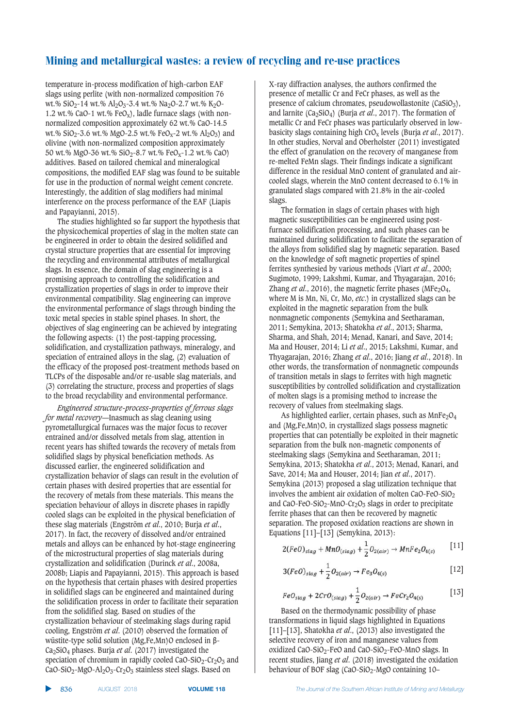temperature in-process modification of high-carbon EAF slags using perlite (with non-normalized composition 76 wt.% $SiO_2$-14 wt.% $Al_2O_3$-3.4 wt.% $Na_2O$-2.7 wt.% $K_2O$-1.2 wt.% CaO-1 wt.% $FeO_x$), ladle furnace slags (with non-normalized composition approximately 62 wt.% CaO-14.5 wt.% $SiO_2$-3.6 wt.% MgO-2.5 wt.% $FeO_x$-2 wt.% $Al_2O_3$) and olivine (with non-normalized composition approximately 50 wt.% MgO-36 wt.% $SiO_2$-8.7 wt.% $FeO_x$-1.2 wt.% CaO) additives. Based on tailored chemical and mineralogical compositions, the modified EAF slag was found to be suitable for use in the production of normal weight cement concrete. Interestingly, the addition of slag modifiers had minimal interference on the process performance of the EAF (Liapis and Papayianni, 2015).

The studies highlighted so far support the hypothesis that the physicochemical properties of slag in the molten state can be engineered in order to obtain the desired solidified and crystal structure properties that are essential for improving the recycling and environmental attributes of metallurgical slags. In essence, the domain of slag engineering is a promising approach to controlling the solidification and crystallization properties of slags in order to improve their environmental compatibility. Slag engineering can improve the environmental performance of slags through binding the toxic metal species in stable spinel phases. In short, the objectives of slag engineering can be achieved by integrating the following aspects: (1) the post-tapping processing, solidification, and crystallization pathways, mineralogy, and speciation of entrained alloys in the slag, (2) evaluation of the efficacy of the proposed post-treatment methods based on TLCPs of the disposable and/or re-usable slag materials, and (3) correlating the structure, process and properties of slags to the broad recyclability and environmental performance.

*Engineered structure-process-properties of ferrous slags for metal recovery*—Inasmuch as slag cleaning using pyrometallurgical furnaces was the major focus to recover entrained and/or dissolved metals from slag, attention in recent years has shifted towards the recovery of metals from solidified slags by physical beneficiation methods. As discussed earlier, the engineered solidification and crystallization behavior of slags can result in the evolution of certain phases with desired properties that are essential for the recovery of metals from these materials. This means the speciation behaviour of alloys in discrete phases in rapidly cooled slags can be exploited in the physical beneficiation of these slag materials (Engström *et al.*, 2010; Burja *et al.*, 2017). In fact, the recovery of dissolved and/or entrained metals and alloys can be enhanced by hot-stage engineering of the microstructural properties of slag materials during crystallization and solidification (Durinck *et al.*, 2008a, 2008b; Liapis and Papayianni, 2015). This approach is based on the hypothesis that certain phases with desired properties in solidified slags can be engineered and maintained during the solidification process in order to facilitate their separation from the solidified slag. Based on studies of the crystallization behaviour of steelmaking slags during rapid cooling, Engström *et al.* (2010) observed the formation of wüstite-type solid solution (Mg,Fe,Mn)O enclosed in β-$Ca_2SiO_4$ phases. Burja *et al.* (2017) investigated the speciation of chromium in rapidly cooled CaO-$SiO_2$-$Cr_2O_3$ and CaO-$SiO_2$-MgO-$Al_2O_3$-$Cr_2O_3$ stainless steel slags. Based on X-ray diffraction analyses, the authors confirmed the presence of metallic Cr and FeCr phases, as well as the presence of calcium chromates, pseudowollastonite ($CaSiO_3$), and larnite ($Ca_2SiO_4$) (Burja *et al.*, 2017). The formation of metallic Cr and FeCr phases was particularly observed in low-basicity slags containing high $CrO_x$ levels (Burja *et al.*, 2017). In other studies, Norval and Oberholster (2011) investigated the effect of granulation on the recovery of manganese from re-melted FeMn slags. Their findings indicate a significant difference in the residual MnO content of granulated and air-cooled slags, wherein the MnO content decreased to 6.1% in granulated slags compared with 21.8% in the air-cooled slags.

The formation in slags of certain phases with high magnetic susceptibilities can be engineered using post-furnace solidification processing, and such phases can be maintained during solidification to facilitate the separation of the alloys from solidified slag by magnetic separation. Based on the knowledge of soft magnetic properties of spinel ferrites synthesied by various methods (Viart *et al.*, 2000; Sugimoto, 1999; Lakshmi, Kumar, and Thyagarajan, 2016; Zhang *et al.*, 2016), the magnetic ferrite phases ($MFe_2O_4$, where M is Mn, Ni, Cr, Mo, *etc.*) in crystallized slags can be exploited in the magnetic separation from the bulk nonmagnetic components (Semykina and Seetharaman, 2011; Semykina, 2013; Shatokha *et al.*, 2013; Sharma, Sharma, and Shah, 2014; Menad, Kanari, and Save, 2014; Ma and Houser, 2014; Li *et al.*, 2015; Lakshmi, Kumar, and Thyagarajan, 2016; Zhang *et al.*, 2016; Jiang *et al.*, 2018). In other words, the transformation of nonmagnetic compounds of transition metals in slags to ferrites with high magnetic susceptibilities by controlled solidification and crystallization of molten slags is a promising method to increase the recovery of values from steelmaking slags.

As highlighted earlier, certain phases, such as $MnFe_2O_4$ and (Mg,Fe,Mn)O, in crystallized slags possess magnetic properties that can potentially be exploited in their magnetic separation from the bulk non-magnetic components of steelmaking slags (Semykina and Seetharaman, 2011; Semykina, 2013; Shatokha *et al.*, 2013; Menad, Kanari, and Save, 2014; Ma and Houser, 2014; Jian *et al.*, 2017). Semykina (2013) proposed a slag utilization technique that involves the ambient air oxidation of molten CaO-FeO-$SiO_2$ and CaO-FeO-$SiO_2$-MnO-$Cr_2O_3$ slags in order to precipitate ferrite phases that can then be recovered by magnetic separation. The proposed oxidation reactions are shown in Equations [11]–[13] (Semykina, 2013):

$$2(FeO)_{slag} + MnO_{(slag)} + \frac{1}{2}O_{2(air)} \rightarrow MnFe_2O_{4(s)} \quad [11]$$

$$3(FeO)_{slag} + \frac{1}{2}O_{2(air)} \rightarrow Fe_3O_{4(s)} \quad [12]$$

$$FeO_{slag} + 2CrO_{(slag)} + \frac{1}{2}O_{2(air)} \rightarrow FeCr_2O_{4(s)} \quad [13]$$

Based on the thermodynamic possibility of phase transformations in liquid slags highlighted in Equations [11]–[13], Shatokha *et al.*, (2013) also investigated the selective recovery of iron and manganese values from oxidized CaO-$SiO_2$-FeO and CaO-$SiO_2$-FeO-MnO slags. In recent studies, Jiang *et al.* (2018) investigated the oxidation behaviour of BOF slag (CaO-$SiO_2$-MgO containing 10–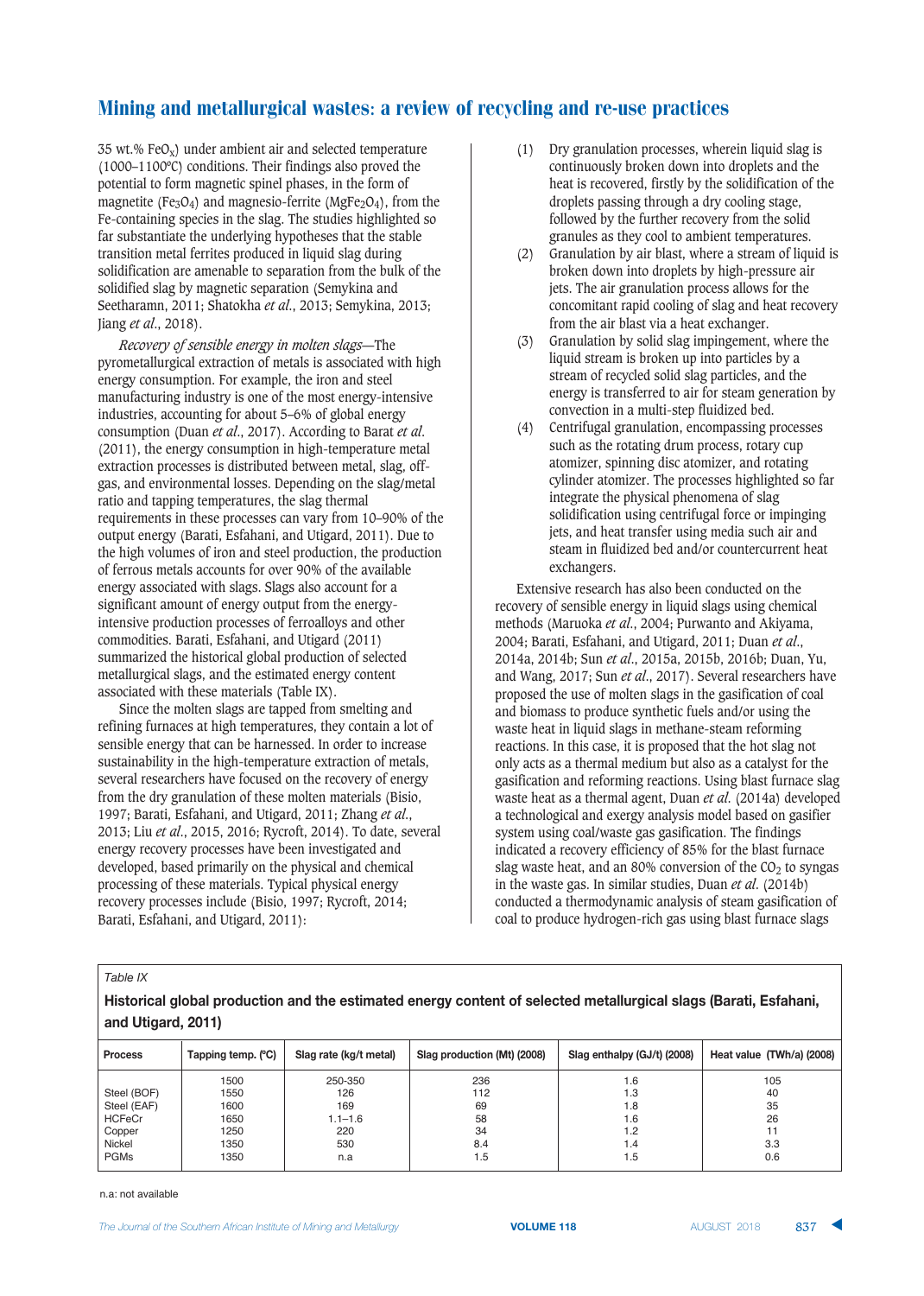35 wt.% $FeO_x$) under ambient air and selected temperature (1000–1100°C) conditions. Their findings also proved the potential to form magnetic spinel phases, in the form of magnetite ($Fe_3O_4$) and magnesio-ferrite ($MgFe_2O_4$), from the Fe-containing species in the slag. The studies highlighted so far substantiate the underlying hypotheses that the stable transition metal ferrites produced in liquid slag during solidification are amenable to separation from the bulk of the solidified slag by magnetic separation (Semykina and Seetharamn, 2011; Shatokha *et al.*, 2013; Semykina, 2013; Jiang *et al.*, 2018).

*Recovery of sensible energy in molten slags*—The pyrometallurgical extraction of metals is associated with high energy consumption. For example, the iron and steel manufacturing industry is one of the most energy-intensive industries, accounting for about 5–6% of global energy consumption (Duan *et al.*, 2017). According to Barat *et al.* (2011), the energy consumption in high-temperature metal extraction processes is distributed between metal, slag, off-gas, and environmental losses. Depending on the slag/metal ratio and tapping temperatures, the slag thermal requirements in these processes can vary from 10–90% of the output energy (Barati, Esfahani, and Utigard, 2011). Due to the high volumes of iron and steel production, the production of ferrous metals accounts for over 90% of the available energy associated with slags. Slags also account for a significant amount of energy output from the energy-intensive production processes of ferroalloys and other commodities. Barati, Esfahani, and Utigard (2011) summarized the historical global production of selected metallurgical slags, and the estimated energy content associated with these materials (Table IX).

Since the molten slags are tapped from smelting and refining furnaces at high temperatures, they contain a lot of sensible energy that can be harnessed. In order to increase sustainability in the high-temperature extraction of metals, several researchers have focused on the recovery of energy from the dry granulation of these molten materials (Bisio, 1997; Barati, Esfahani, and Utigard, 2011; Zhang *et al.*, 2013; Liu *et al.*, 2015, 2016; Rycroft, 2014). To date, several energy recovery processes have been investigated and developed, based primarily on the physical and chemical processing of these materials. Typical physical energy recovery processes include (Bisio, 1997; Rycroft, 2014; Barati, Esfahani, and Utigard, 2011):

(1) Dry granulation processes, wherein liquid slag is continuously broken down into droplets and the heat is recovered, firstly by the solidification of the droplets passing through a dry cooling stage, followed by the further recovery from the solid granules as they cool to ambient temperatures.
(2) Granulation by air blast, where a stream of liquid is broken down into droplets by high-pressure air jets. The air granulation process allows for the concomitant rapid cooling of slag and heat recovery from the air blast via a heat exchanger.
(3) Granulation by solid slag impingement, where the liquid stream is broken up into particles by a stream of recycled solid slag particles, and the energy is transferred to air for steam generation by convection in a multi-step fluidized bed.
(4) Centrifugal granulation, encompassing processes such as the rotating drum process, rotary cup atomizer, spinning disc atomizer, and rotating cylinder atomizer. The processes highlighted so far integrate the physical phenomena of slag solidification using centrifugal force or impinging jets, and heat transfer using media such air and steam in fluidized bed and/or countercurrent heat exchangers.

Extensive research has also been conducted on the recovery of sensible energy in liquid slags using chemical methods (Maruoka *et al.*, 2004; Purwanto and Akiyama, 2004; Barati, Esfahani, and Utigard, 2011; Duan *et al.*, 2014a, 2014b; Sun *et al.*, 2015a, 2015b, 2016b; Duan, Yu, and Wang, 2017; Sun *et al.*, 2017). Several researchers have proposed the use of molten slags in the gasification of coal and biomass to produce synthetic fuels and/or using the waste heat in liquid slags in methane-steam reforming reactions. In this case, it is proposed that the hot slag not only acts as a thermal medium but also as a catalyst for the gasification and reforming reactions. Using blast furnace slag waste heat as a thermal agent, Duan *et al.* (2014a) developed a technological and exergy analysis model based on gasifier system using coal/waste gas gasification. The findings indicated a recovery efficiency of 85% for the blast furnace slag waste heat, and an 80% conversion of the $CO_2$ to syngas in the waste gas. In similar studies, Duan *et al.* (2014b) conducted a thermodynamic analysis of steam gasification of coal to produce hydrogen-rich gas using blast furnace slags

*Table IX*

**Historical global production and the estimated energy content of selected metallurgical slags (Barati, Esfahani, and Utigard, 2011)**

| Process | Tapping temp. (°C) | Slag rate (kg/t metal) | Slag production (Mt) (2008) | Slag enthalpy (GJ/t) (2008) | Heat value (TWh/a) (2008) |
|---|---|---|---|---|---|
| | 1500 | 250-350 | 236 | 1.6 | 105 |
| Steel (BOF) | 1550 | 126 | 112 | 1.3 | 40 |
| Steel (EAF) | 1600 | 169 | 69 | 1.8 | 35 |
| HCFeCr | 1650 | 1.1–1.6 | 58 | 1.6 | 26 |
| Copper | 1250 | 220 | 34 | 1.2 | 11 |
| Nickel | 1350 | 530 | 8.4 | 1.4 | 3.3 |
| PGMs | 1350 | n.a | 1.5 | 1.5 | 0.6 |

n.a: not available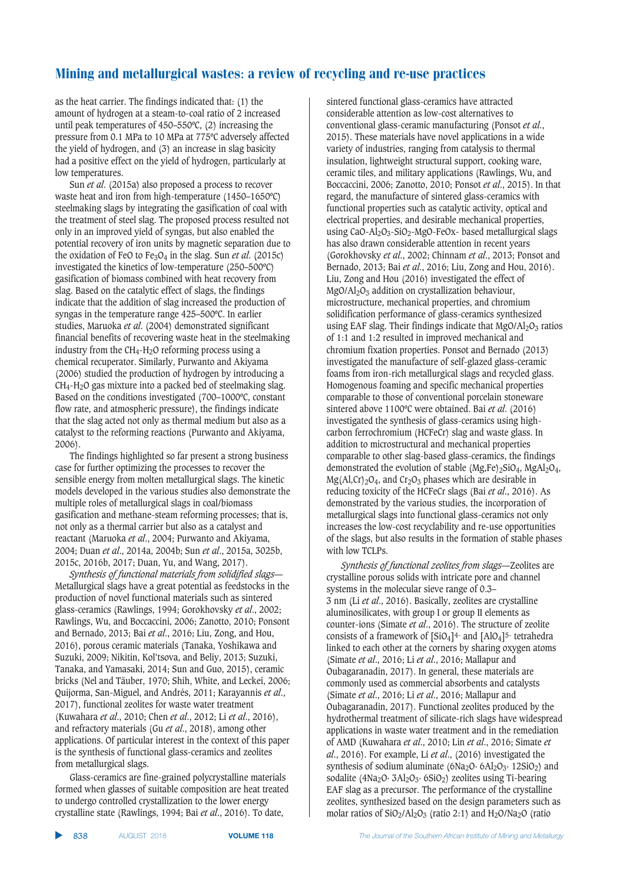as the heat carrier. The findings indicated that: (1) the amount of hydrogen at a steam-to-coal ratio of 2 increased until peak temperatures of 450–550°C, (2) increasing the pressure from 0.1 MPa to 10 MPa at 775°C adversely affected the yield of hydrogen, and (3) an increase in slag basicity had a positive effect on the yield of hydrogen, particularly at low temperatures.

Sun *et al.* (2015a) also proposed a process to recover waste heat and iron from high-temperature (1450–1650°C) steelmaking slags by integrating the gasification of coal with the treatment of steel slag. The proposed process resulted not only in an improved yield of syngas, but also enabled the potential recovery of iron units by magnetic separation due to the oxidation of FeO to $Fe_3O_4$ in the slag. Sun *et al.* (2015c) investigated the kinetics of low-temperature (250–500°C) gasification of biomass combined with heat recovery from slag. Based on the catalytic effect of slags, the findings indicate that the addition of slag increased the production of syngas in the temperature range 425–500°C. In earlier studies, Maruoka *et al.* (2004) demonstrated significant financial benefits of recovering waste heat in the steelmaking industry from the $CH_4$-$H_2O$ reforming process using a chemical recuperator. Similarly, Purwanto and Akiyama (2006) studied the production of hydrogen by introducing a $CH_4$-$H_2O$ gas mixture into a packed bed of steelmaking slag. Based on the conditions investigated (700–1000°C, constant flow rate, and atmospheric pressure), the findings indicate that the slag acted not only as thermal medium but also as a catalyst to the reforming reactions (Purwanto and Akiyama, 2006).

The findings highlighted so far present a strong business case for further optimizing the processes to recover the sensible energy from molten metallurgical slags. The kinetic models developed in the various studies also demonstrate the multiple roles of metallurgical slags in coal/biomass gasification and methane-steam reforming processes; that is, not only as a thermal carrier but also as a catalyst and reactant (Maruoka *et al.*, 2004; Purwanto and Akiyama, 2004; Duan *et al.*, 2014a, 2004b; Sun *et al.*, 2015a, 3025b, 2015c, 2016b, 2017; Duan, Yu, and Wang, 2017).

*Synthesis of functional materials from solidified slags*—Metallurgical slags have a great potential as feedstocks in the production of novel functional materials such as sintered glass-ceramics (Rawlings, 1994; Gorokhovsky *et al.*, 2002; Rawlings, Wu, and Boccaccini, 2006; Zanotto, 2010; Ponsot and Bernado, 2013; Bai *et al.*, 2016; Liu, Zong, and Hou, 2016), porous ceramic materials (Tanaka, Yoshikawa and Suzuki, 2009; Nikitin, Kol'tsova, and Beliy, 2013; Suzuki, Tanaka, and Yamasaki, 2014; Sun and Guo, 2015), ceramic bricks (Nel and Täuber, 1970; Shih, White, and Leckei, 2006; Quijorma, San-Miguel, and Andrés, 2011; Karayannis *et al.*, 2017), functional zeolites for waste water treatment (Kuwahara *et al.*, 2010; Chen *et al.*, 2012; Li *et al.*, 2016), and refractory materials (Gu *et al.*, 2018), among other applications. Of particular interest in the context of this paper is the synthesis of functional glass-ceramics and zeolites from metallurgical slags.

Glass-ceramics are fine-grained polycrystalline materials formed when glasses of suitable composition are heat treated to undergo controlled crystallization to the lower energy crystalline state (Rawlings, 1994; Bai *et al.*, 2016). To date, sintered functional glass-ceramics have attracted considerable attention as low-cost alternatives to conventional glass-ceramic manufacturing (Ponsot *et al.*, 2015). These materials have novel applications in a wide variety of industries, ranging from catalysis to thermal insulation, lightweight structural support, cooking ware, ceramic tiles, and military applications (Rawlings, Wu, and Boccaccini, 2006; Zanotto, 2010; Ponsot *et al.*, 2015). In that regard, the manufacture of sintered glass-ceramics with functional properties such as catalytic activity, optical and electrical properties, and desirable mechanical properties, using CaO-$Al_2O_3$-$SiO_2$-MgO-FeOx- based metallurgical slags has also drawn considerable attention in recent years (Gorokhovsky *et al.*, 2002; Chinnam *et al.*, 2013; Ponsot and Bernado, 2013; Bai *et al.*, 2016; Liu, Zong and Hou, 2016). Liu, Zong and Hou (2016) investigated the effect of MgO/$Al_2O_3$ addition on crystallization behaviour, microstructure, mechanical properties, and chromium solidification performance of glass-ceramics synthesized using EAF slag. Their findings indicate that MgO/$Al_2O_3$ ratios of 1:1 and 1:2 resulted in improved mechanical and chromium fixation properties. Ponsot and Bernado (2013) investigated the manufacture of self-glazed glass-ceramic foams from iron-rich metallurgical slags and recycled glass. Homogenous foaming and specific mechanical properties comparable to those of conventional porcelain stoneware sintered above 1100°C were obtained. Bai *et al.* (2016) investigated the synthesis of glass-ceramics using high-carbon ferrochromium (HCFeCr) slag and waste glass. In addition to microstructural and mechanical properties comparable to other slag-based glass-ceramics, the findings demonstrated the evolution of stable $(Mg,Fe)_2SiO_4$, $MgAl_2O_4$, $Mg(Al,Cr)_2O_4$, and $Cr_2O_3$ phases which are desirable in reducing toxicity of the HCFeCr slags (Bai *et al.*, 2016). As demonstrated by the various studies, the incorporation of metallurgical slags into functional glass-ceramics not only increases the low-cost recyclability and re-use opportunities of the slags, but also results in the formation of stable phases with low TCLPs.

*Synthesis of functional zeolites from slags*—Zeolites are crystalline porous solids with intricate pore and channel systems in the molecular sieve range of 0.3–3 nm (Li *et al.*, 2016). Basically, zeolites are crystalline aluminosilicates, with group I or group II elements as counter-ions (Simate *et al.*, 2016). The structure of zeolite consists of a framework of $[SiO_4]^{4-}$ and $[AlO_4]^{5-}$ tetrahedra linked to each other at the corners by sharing oxygen atoms (Simate *et al.*, 2016; Li *et al.*, 2016; Mallapur and Oubagaranadin, 2017). In general, these materials are commonly used as commercial absorbents and catalysts (Simate *et al.*, 2016; Li *et al.*, 2016; Mallapur and Oubagaranadin, 2017). Functional zeolites produced by the hydrothermal treatment of silicate-rich slags have widespread applications in waste water treatment and in the remediation of AMD (Kuwahara *et al.*, 2010; Lin *et al.*, 2016; Simate *et al.*, 2016). For example, Li *et al.*, (2016) investigated the synthesis of sodium aluminate ($6Na_2O\cdot 6Al_2O_3\cdot 12SiO_2$) and sodalite ($4Na_2O\cdot 3Al_2O_3\cdot 6SiO_2$) zeolites using Ti-bearing EAF slag as a precursor. The performance of the crystalline zeolites, synthesized based on the design parameters such as molar ratios of $SiO_2/Al_2O_3$ (ratio 2:1) and $H_2O/Na_2O$ (ratio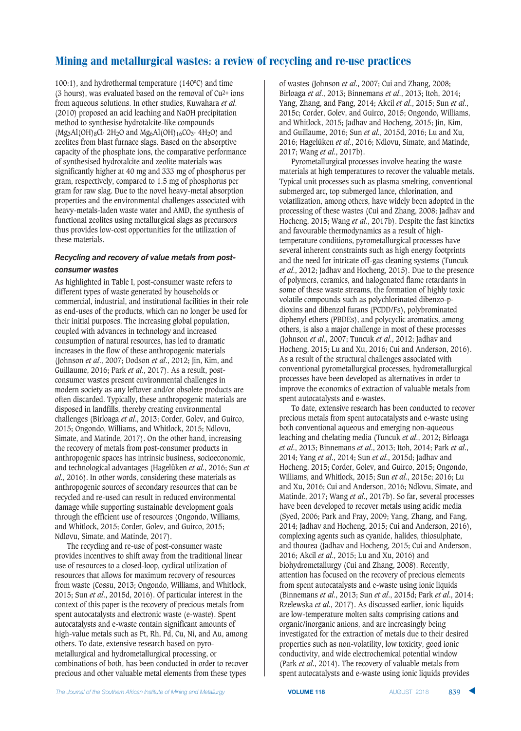100:1), and hydrothermal temperature (140°C) and time (3 hours), was evaluated based on the removal of $Cu^{2+}$ ions from aqueous solutions. In other studies, Kuwahara *et al.* (2010) proposed an acid leaching and NaOH precipitation method to synthesise hydrotalcite-like compounds ($Mg_3Al(OH)_8Cl \cdot 2H_2O$ and $Mg_6Al(OH)_{16}CO_3 \cdot 4H_2O$) and zeolites from blast furnace slags. Based on the absorptive capacity of the phosphate ions, the comparative performance of synthesised hydrotalcite and zeolite materials was significantly higher at 40 mg and 333 mg of phosphorus per gram, respectively, compared to 1.5 mg of phosphorus per gram for raw slag. Due to the novel heavy-metal absorption properties and the environmental challenges associated with heavy-metals-laden waste water and AMD, the synthesis of functional zeolites using metallurgical slags as precursors thus provides low-cost opportunities for the utilization of these materials.

### *Recycling and recovery of value metals from post-consumer wastes*

As highlighted in Table I, post-consumer waste refers to different types of waste generated by households or commercial, industrial, and institutional facilities in their role as end-uses of the products, which can no longer be used for their initial purposes. The increasing global population, coupled with advances in technology and increased consumption of natural resources, has led to dramatic increases in the flow of these anthropogenic materials (Johnson *et al.*, 2007; Dodson *et al.*, 2012; Jin, Kim, and Guillaume, 2016; Park *et al.*, 2017). As a result, post-consumer wastes present environmental challenges in modern society as any leftover and/or obsolete products are often discarded. Typically, these anthropogenic materials are disposed in landfills, thereby creating environmental challenges (Birloaga *et al.*, 2013; Corder, Golev, and Guirco, 2015; Ongondo, Williams, and Whitlock, 2015; Ndlovu, Simate, and Matinde, 2017). On the other hand, increasing the recovery of metals from post-consumer products in anthropogenic spaces has intrinsic business, socioeconomic, and technological advantages (Hagelüken *et al.*, 2016; Sun *et al.*, 2016). In other words, considering these materials as anthropogenic sources of secondary resources that can be recycled and re-used can result in reduced environmental damage while supporting sustainable development goals through the efficient use of resources (Ongondo, Williams, and Whitlock, 2015; Corder, Golev, and Guirco, 2015; Ndlovu, Simate, and Matinde, 2017).

The recycling and re-use of post-consumer waste provides incentives to shift away from the traditional linear use of resources to a closed-loop, cyclical utilization of resources that allows for maximum recovery of resources from waste (Cossu, 2013; Ongondo, Williams, and Whitlock, 2015; Sun *et al.*, 2015d, 2016). Of particular interest in the context of this paper is the recovery of precious metals from spent autocatalysts and electronic waste (e-waste). Spent autocatalysts and e-waste contain significant amounts of high-value metals such as Pt, Rh, Pd, Cu, Ni, and Au, among others. To date, extensive research based on pyro-metallurgical and hydrometallurgical processing, or combinations of both, has been conducted in order to recover precious and other valuable metal elements from these types of wastes (Johnson *et al.*, 2007; Cui and Zhang, 2008; Birloaga *et al.*, 2013; Binnemans *et al.*, 2013; Itoh, 2014; Yang, Zhang, and Fang, 2014; Akcil *et al.*, 2015; Sun *et al.*, 2015c; Corder, Golev, and Guirco, 2015; Ongondo, Williams, and Whitlock, 2015; Jadhav and Hocheng, 2015; Jin, Kim, and Guillaume, 2016; Sun *et al.*, 2015d, 2016; Lu and Xu, 2016; Hagelüken *et al.*, 2016; Ndlovu, Simate, and Matinde, 2017; Wang *et al.*, 2017b).

Pyrometallurgical processes involve heating the waste materials at high temperatures to recover the valuable metals. Typical unit processes such as plasma smelting, conventional submerged arc, top submerged lance, chlorination, and volatilization, among others, have widely been adopted in the processing of these wastes (Cui and Zhang, 2008; Jadhav and Hocheng, 2015; Wang *et al.*, 2017b). Despite the fast kinetics and favourable thermodynamics as a result of high-temperature conditions, pyrometallurgical processes have several inherent constraints such as high energy footprints and the need for intricate off-gas cleaning systems (Tuncuk *et al.*, 2012; Jadhav and Hocheng, 2015). Due to the presence of polymers, ceramics, and halogenated flame retardants in some of these waste streams, the formation of highly toxic volatile compounds such as polychlorinated dibenzo-p-dioxins and dibenzol furans (PCDD/Fs), polybrominated diphenyl ethers (PBDEs), and polycyclic aromatics, among others, is also a major challenge in most of these processes (Johnson *et al.*, 2007; Tuncuk *et al.*, 2012; Jadhav and Hocheng, 2015; Lu and Xu, 2016; Cui and Anderson, 2016). As a result of the structural challenges associated with conventional pyrometallurgical processes, hydrometallurgical processes have been developed as alternatives in order to improve the economics of extraction of valuable metals from spent autocatalysts and e-wastes.

To date, extensive research has been conducted to recover precious metals from spent autocatalysts and e-waste using both conventional aqueous and emerging non-aqueous leaching and chelating media (Tuncuk *et al.*, 2012; Birloaga *et al.*, 2013; Binnemans *et al.*, 2013; Itoh, 2014; Park *et al.*, 2014; Yang *et al.*, 2014; Sun *et al.*, 2015d; Jadhav and Hocheng, 2015; Corder, Golev, and Guirco, 2015; Ongondo, Williams, and Whitlock, 2015; Sun *et al.*, 2015e; 2016; Lu and Xu, 2016; Cui and Anderson, 2016; Ndlovu, Simate, and Matinde, 2017; Wang *et al.*, 2017b). So far, several processes have been developed to recover metals using acidic media (Syed, 2006; Park and Fray, 2009; Yang, Zhang, and Fang, 2014; Jadhav and Hocheng, 2015; Cui and Anderson, 2016), complexing agents such as cyanide, halides, thiosulphate, and thourea (Jadhav and Hocheng, 2015; Cui and Anderson, 2016; Akcil *et al.*, 2015; Lu and Xu, 2016) and biohydrometallurgy (Cui and Zhang, 2008). Recently, attention has focused on the recovery of precious elements from spent autocatalysts and e-waste using ionic liquids (Binnemans *et al.*, 2013; Sun *et al.*, 2015d; Park *et al.*, 2014; Rzelewska *et al.*, 2017). As discussed earlier, ionic liquids are low-temperature molten salts comprising cations and organic/inorganic anions, and are increasingly being investigated for the extraction of metals due to their desired properties such as non-volatility, low toxicity, good ionic conductivity, and wide electrochemical potential window (Park *et al.*, 2014). The recovery of valuable metals from spent autocatalysts and e-waste using ionic liquids provides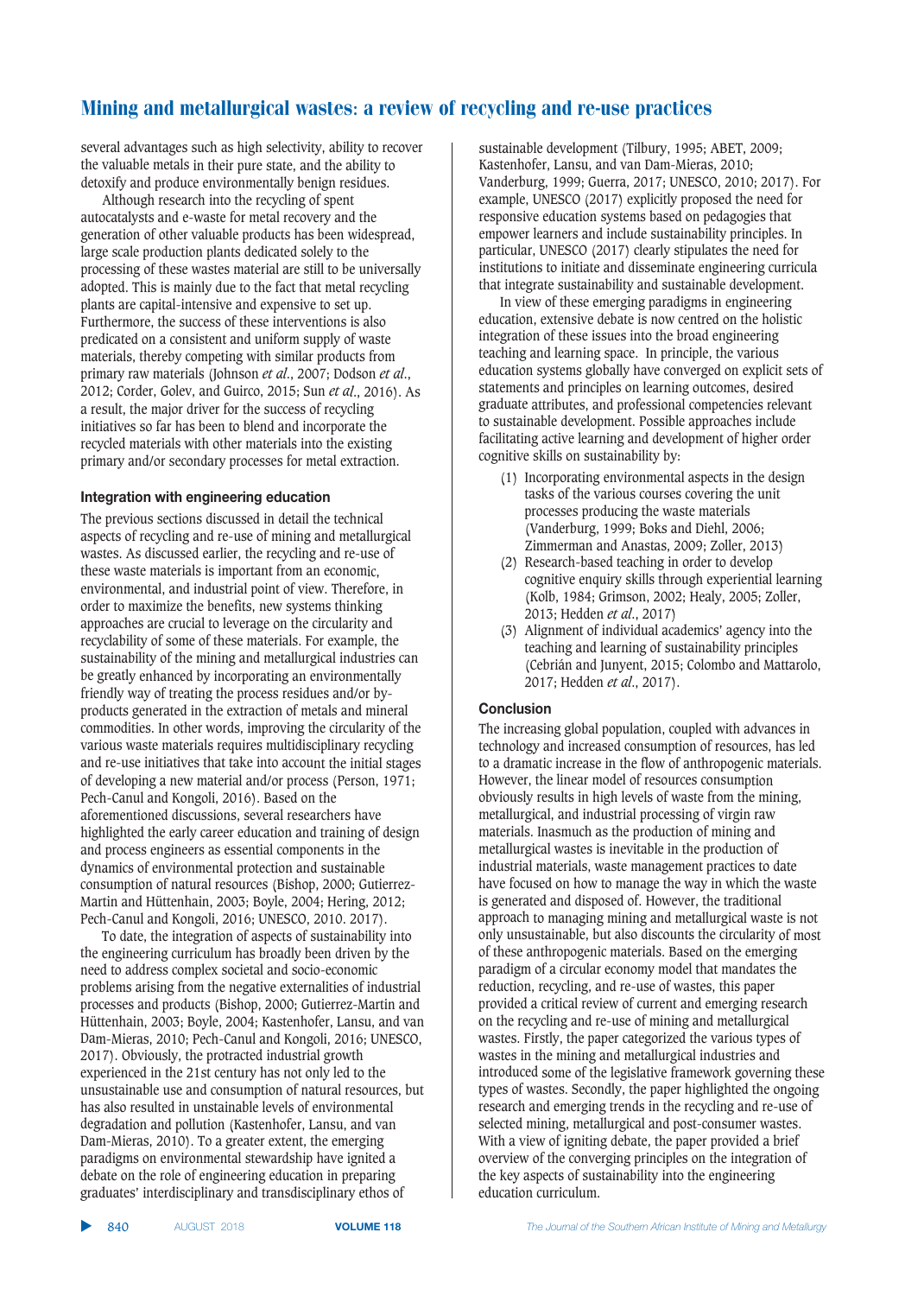several advantages such as high selectivity, ability to recover the valuable metals in their pure state, and the ability to detoxify and produce environmentally benign residues.

Although research into the recycling of spent autocatalysts and e-waste for metal recovery and the generation of other valuable products has been widespread, large scale production plants dedicated solely to the processing of these wastes material are still to be universally adopted. This is mainly due to the fact that metal recycling plants are capital-intensive and expensive to set up. Furthermore, the success of these interventions is also predicated on a consistent and uniform supply of waste materials, thereby competing with similar products from primary raw materials (Johnson *et al*., 2007; Dodson *et al*., 2012; Corder, Golev, and Guirco, 2015; Sun *et al*., 2016). As a result, the major driver for the success of recycling initiatives so far has been to blend and incorporate the recycled materials with other materials into the existing primary and/or secondary processes for metal extraction.

## Integration with engineering education

The previous sections discussed in detail the technical aspects of recycling and re-use of mining and metallurgical wastes. As discussed earlier, the recycling and re-use of these waste materials is important from an economic, environmental, and industrial point of view. Therefore, in order to maximize the benefits, new systems thinking approaches are crucial to leverage on the circularity and recyclability of some of these materials. For example, the sustainability of the mining and metallurgical industries can be greatly enhanced by incorporating an environmentally friendly way of treating the process residues and/or by-products generated in the extraction of metals and mineral commodities. In other words, improving the circularity of the various waste materials requires multidisciplinary recycling and re-use initiatives that take into account the initial stages of developing a new material and/or process (Person, 1971; Pech-Canul and Kongoli, 2016). Based on the aforementioned discussions, several researchers have highlighted the early career education and training of design and process engineers as essential components in the dynamics of environmental protection and sustainable consumption of natural resources (Bishop, 2000; Gutierrez-Martin and Hüttenhain, 2003; Boyle, 2004; Hering, 2012; Pech-Canul and Kongoli, 2016; UNESCO, 2010. 2017).

To date, the integration of aspects of sustainability into the engineering curriculum has broadly been driven by the need to address complex societal and socio-economic problems arising from the negative externalities of industrial processes and products (Bishop, 2000; Gutierrez-Martin and Hüttenhain, 2003; Boyle, 2004; Kastenhofer, Lansu, and van Dam-Mieras, 2010; Pech-Canul and Kongoli, 2016; UNESCO, 2017). Obviously, the protracted industrial growth experienced in the 21st century has not only led to the unsustainable use and consumption of natural resources, but has also resulted in unsustainable levels of environmental degradation and pollution (Kastenhofer, Lansu, and van Dam-Mieras, 2010). To a greater extent, the emerging paradigms on environmental stewardship have ignited a debate on the role of engineering education in preparing graduates' interdisciplinary and transdisciplinary ethos of sustainable development (Tilbury, 1995; ABET, 2009; Kastenhofer, Lansu, and van Dam-Mieras, 2010; Vanderburg, 1999; Guerra, 2017; UNESCO, 2010; 2017). For example, UNESCO (2017) explicitly proposed the need for responsive education systems based on pedagogies that empower learners and include sustainability principles. In particular, UNESCO (2017) clearly stipulates the need for institutions to initiate and disseminate engineering curricula that integrate sustainability and sustainable development.

In view of these emerging paradigms in engineering education, extensive debate is now centred on the holistic integration of these issues into the broad engineering teaching and learning space. In principle, the various education systems globally have converged on explicit sets of statements and principles on learning outcomes, desired graduate attributes, and professional competencies relevant to sustainable development. Possible approaches include facilitating active learning and development of higher order cognitive skills on sustainability by:

1. Incorporating environmental aspects in the design tasks of the various courses covering the unit processes producing the waste materials (Vanderburg, 1999; Boks and Diehl, 2006; Zimmerman and Anastas, 2009; Zoller, 2013)
2. Research-based teaching in order to develop cognitive enquiry skills through experiential learning (Kolb, 1984; Grimson, 2002; Healy, 2005; Zoller, 2013; Hedden *et al*., 2017)
3. Alignment of individual academics' agency into the teaching and learning of sustainability principles (Cebrián and Junyent, 2015; Colombo and Mattarolo, 2017; Hedden *et al*., 2017).

## Conclusion

The increasing global population, coupled with advances in technology and increased consumption of resources, has led to a dramatic increase in the flow of anthropogenic materials. However, the linear model of resources consumption obviously results in high levels of waste from the mining, metallurgical, and industrial processing of virgin raw materials. Inasmuch as the production of mining and metallurgical wastes is inevitable in the production of industrial materials, waste management practices to date have focused on how to manage the way in which the waste is generated and disposed of. However, the traditional approach to managing mining and metallurgical waste is not only unsustainable, but also discounts the circularity of most of these anthropogenic materials. Based on the emerging paradigm of a circular economy model that mandates the reduction, recycling, and re-use of wastes, this paper provided a critical review of current and emerging research on the recycling and re-use of mining and metallurgical wastes. Firstly, the paper categorized the various types of wastes in the mining and metallurgical industries and introduced some of the legislative framework governing these types of wastes. Secondly, the paper highlighted the ongoing research and emerging trends in the recycling and re-use of selected mining, metallurgical and post-consumer wastes. With a view of igniting debate, the paper provided a brief overview of the converging principles on the integration of the key aspects of sustainability into the engineering education curriculum.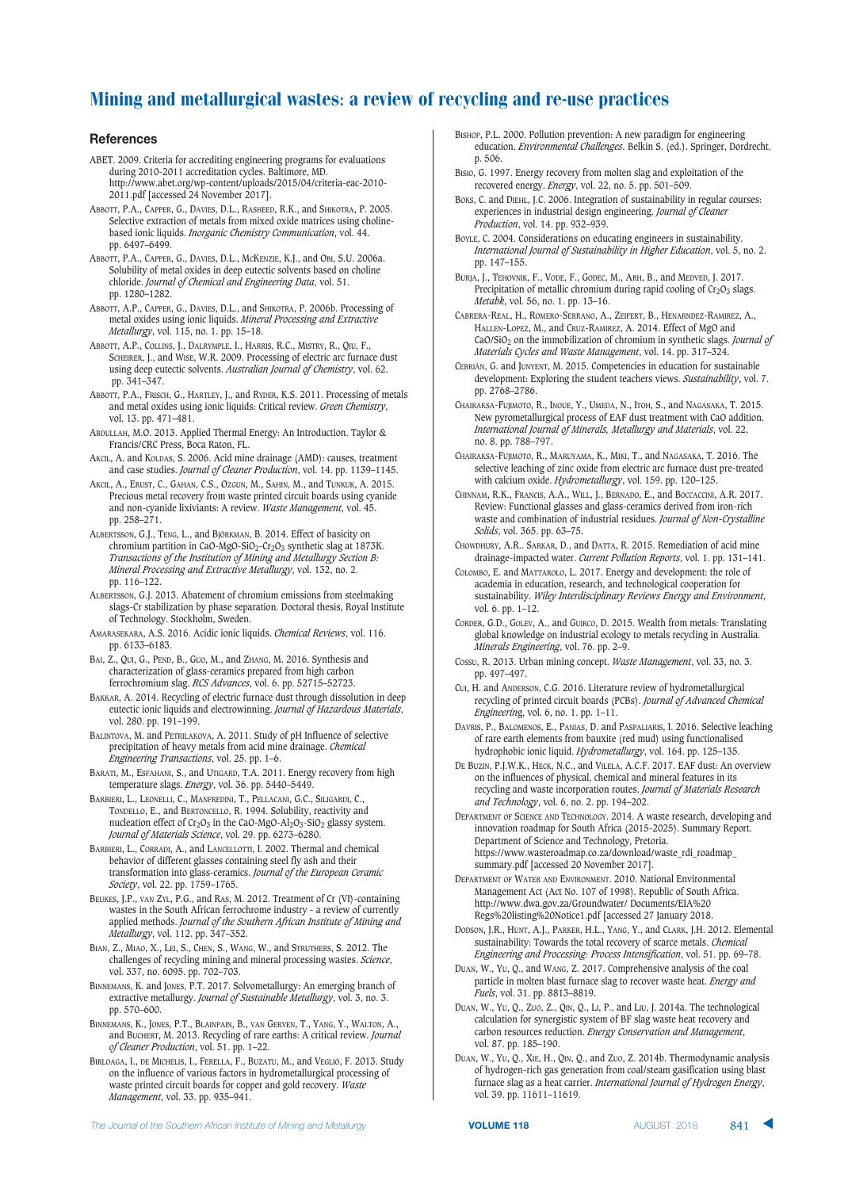### References

ABET. 2009. Criteria for accrediting engineering programs for evaluations during 2010-2011 accreditation cycles. Baltimore, MD. http://www.abet.org/wp-content/uploads/2015/04/criteria-eac-2010-2011.pdf [accessed 24 November 2017].

Abbott, P.A., Capper, G., Davies, D.L., Rasheed, R.K., and Shikotra, P. 2005. Selective extraction of metals from mixed oxide matrices using choline-based ionic liquids. *Inorganic Chemistry Communication*, vol. 44. pp. 6497–6499.

Abbott, P.A., Capper, G., Davies, D.L., McKenzie, K.J., and Obi, S.U. 2006a. Solubility of metal oxides in deep eutectic solvents based on choline chloride. *Journal of Chemical and Engineering Data*, vol. 51. pp. 1280–1282.

Abbott, A.P., Capper, G., Davies, D.L., and Shikotra, P. 2006b. Processing of metal oxides using ionic liquids. *Mineral Processing and Extractive Metallurgy*, vol. 115, no. 1. pp. 15–18.

Abbott, A.P., Collins, J., Dalrymple, I., Harris, R.C., Mistry, R., Qiu, F., Scheirer, J., and Wise, W.R. 2009. Processing of electric arc furnace dust using deep eutectic solvents. *Australian Journal of Chemistry*, vol. 62. pp. 341–347.

Abbott, P.A., Frisch, G., Hartley, J., and Ryder, K.S. 2011. Processing of metals and metal oxides using ionic liquids: Critical review. *Green Chemistry*, vol. 13. pp. 471–481.

Abdullah, M.O. 2013. Applied Thermal Energy: An Introduction. Taylor & Francis/CRC Press, Boca Raton, FL.

Akcil, A. and Koldas, S. 2006. Acid mine drainage (AMD): causes, treatment and case studies. *Journal of Cleaner Production*, vol. 14. pp. 1139–1145.

Akcil, A., Erust, C., Gahan, C.S., Ozgun, M., Sahin, M., and Tunkuk, A. 2015. Precious metal recovery from waste printed circuit boards using cyanide and non-cyanide lixiviants: A review. *Waste Management*, vol. 45. pp. 258–271.

Albertsson, G.J., Teng, L., and Björkman, B. 2014. Effect of basicity on chromium partition in CaO-MgO-$SiO_2$-$Cr_2O_3$ synthetic slag at 1873K. *Transactions of the Institution of Mining and Metallurgy Section B: Mineral Processing and Extractive Metallurgy*, vol. 132, no. 2. pp. 116–122.

Albertsson, G.J. 2013. Abatement of chromium emissions from steelmaking slags-Cr stabilization by phase separation. Doctoral thesis, Royal Institute of Technology. Stockholm, Sweden.

Amarasekara, A.S. 2016. Acidic ionic liquids. *Chemical Reviews*, vol. 116. pp. 6133–6183.

Bai, Z., Qui, G., Pend, B., Guo, M., and Zhang, M. 2016. Synthesis and characterization of glass-ceramics prepared from high carbon ferrochromium slag. *RCS Advances*, vol. 6. pp. 52715–52723.

Bakkar, A. 2014. Recycling of electric furnace dust through dissolution in deep eutectic ionic liquids and electrowinning. *Journal of Hazardous Materials*, vol. 280. pp. 191–199.

Balintova, M. and Petrilakova, A. 2011. Study of pH Influence of selective precipitation of heavy metals from acid mine drainage. *Chemical Engineering Transactions*, vol. 25. pp. 1–6.

Barati, M., Esfahani, S., and Utigard, T.A. 2011. Energy recovery from high temperature slags. *Energy*, vol. 36. pp. 5440–5449.

Barbieri, L., Leonelli, C., Manfredini, T., Pellacani, G.C., Siligardi, C., Tondello, E., and Bertoncello, R. 1994. Solubility, reactivity and nucleation effect of $Cr_2O_3$ in the CaO-MgO-$Al_2O_3$-$SiO_2$ glassy system. *Journal of Materials Science*, vol. 29. pp. 6273–6280.

Barbieri, L., Corradi, A., and Lancellotti, I. 2002. Thermal and chemical behavior of different glasses containing steel fly ash and their transformation into glass-ceramics. *Journal of the European Ceramic Society*, vol. 22. pp. 1759–1765.

Beukes, J.P., van Zyl, P.G., and Ras, M. 2012. Treatment of Cr (VI)-containing wastes in the South African ferrochrome industry - a review of currently applied methods. *Journal of the Southern African Institute of Mining and Metallurgy*, vol. 112. pp. 347–352.

Bian, Z., Miao, X., Lei, S., Chen, S., Wang, W., and Struthers, S. 2012. The challenges of recycling mining and mineral processing wastes. *Science*, vol. 337, no. 6095. pp. 702–703.

Binnemans, K. and Jones, P.T. 2017. Solvometallurgy: An emerging branch of extractive metallurgy. *Journal of Sustainable Metallurgy*, vol. 3, no. 3. pp. 570–600.

Binnemans, K., Jones, P.T., Blainpain, B., van Gerven, T., Yang, Y., Walton, A., and Buchert, M. 2013. Recycling of rare earths: A critical review. *Journal of Cleaner Production*, vol. 51. pp. 1–22.

Birloaga, I., de Michelis, I., Ferella, F., Buzatu, M., and Vegliò, F. 2013. Study on the influence of various factors in hydrometallurgical processing of waste printed circuit boards for copper and gold recovery. *Waste Management*, vol. 33. pp. 935–941.

Bishop, P.L. 2000. Pollution prevention: A new paradigm for engineering education. *Environmental Challenges*. Belkin S. (ed.). Springer, Dordrecht. p. 506.

Bisio, G. 1997. Energy recovery from molten slag and exploitation of the recovered energy. *Energy*, vol. 22, no. 5. pp. 501–509.

Boks, C. and Diehl, J.C. 2006. Integration of sustainability in regular courses: experiences in industrial design engineering. *Journal of Cleaner Production*, vol. 14. pp. 932–939.

Boyle, C. 2004. Considerations on educating engineers in sustainability. *International Journal of Sustainability in Higher Education*, vol. 5, no. 2. pp. 147–155.

Burja, J., Tehovnik, F., Vode, F., Godec, M., Arh, B., and Medved, J. 2017. Precipitation of metallic chromium during rapid cooling of $Cr_2O_3$ slags. *Metabk*, vol. 56, no. 1. pp. 13–16.

Cabrera-Real, H., Romero-Serrano, A., Zeifert, B., Henarndez-Ramirez, A., Hallen-Lopez, M., and Cruz-Ramirez, A. 2014. Effect of MgO and CaO/$SiO_2$ on the immobilization of chromium in synthetic slags. *Journal of Materials Cycles and Waste Management*, vol. 14. pp. 317–324.

Cebrián, G. and Junyent, M. 2015. Competencies in education for sustainable development: Exploring the student teachers views. *Sustainability*, vol. 7. pp. 2768–2786.

Chairaksa-Fujimoto, R., Inoue, Y., Umeda, N., Itoh, S., and Nagasaka, T. 2015. New pyrometallurgical process of EAF dust treatment with CaO addition. *International Journal of Minerals, Metallurgy and Materials*, vol. 22, no. 8. pp. 788–797.

Chairaksa-Fujimoto, R., Maruyama, K., Miki, T., and Nagasaka, T. 2016. The selective leaching of zinc oxide from electric arc furnace dust pre-treated with calcium oxide. *Hydrometallurgy*, vol. 159. pp. 120–125.

Chinnam, R.K., Francis, A.A., Will, J., Bernado, E., and Boccaccini, A.R. 2017. Review: Functional glasses and glass-ceramics derived from iron-rich waste and combination of industrial residues. *Journal of Non-Crystalline Solids*, vol. 365. pp. 63–75.

Chowdhury, A.R.. Sarkar, D., and Datta, R. 2015. Remediation of acid mine drainage-impacted water. *Current Pollution Reports*, vol. 1. pp. 131–141.

Colombo, E. and Mattarolo, L. 2017. Energy and development: the role of academia in education, research, and technological cooperation for sustainability. *Wiley Interdisciplinary Reviews Energy and Environment*, vol. 6. pp. 1–12.

Corder, G.D., Golev, A., and Guirco, D. 2015. Wealth from metals: Translating global knowledge on industrial ecology to metals recycling in Australia. *Minerals Engineering*, vol. 76. pp. 2–9.

Cossu, R. 2013. Urban mining concept. *Waste Management*, vol. 33, no. 3. pp. 497–497.

Cui, H. and Anderson, C.G. 2016. Literature review of hydrometallurgical recycling of printed circuit boards (PCBs). *Journal of Advanced Chemical Engineering*, vol. 6, no. 1. pp. 1–11.

Davris, P., Balomenos, E., Panias, D. and Paspaliaris, I. 2016. Selective leaching of rare earth elements from bauxite (red mud) using functionalised hydrophobic ionic liquid. *Hydrometallurgy*, vol. 164. pp. 125–135.

De Buzin, P.J.W.K., Heck, N.C., and Vilela, A.C.F. 2017. EAF dust: An overview on the influences of physical, chemical and mineral features in its recycling and waste incorporation routes. *Journal of Materials Research and Technology*, vol. 6, no. 2. pp. 194–202.

Department of Science and Technology. 2014. A waste research, developing and innovation roadmap for South Africa (2015-2025). Summary Report. Department of Science and Technology, Pretoria. https://www.wasteroadmap.co.za/download/waste_rdi_roadmap_summary.pdf [accessed 20 November 2017].

Department of Water and Environment. 2010. National Environmental Management Act (Act No. 107 of 1998). Republic of South Africa. http://www.dwa.gov.za/Groundwater/ Documents/EIA%20 Regs%20listing%20Notice1.pdf [accessed 27 January 2018].

Dodson, J.R., Hunt, A.J., Parker, H.L., Yang, Y., and Clark, J.H. 2012. Elemental sustainability: Towards the total recovery of scarce metals. *Chemical Engineering and Processing: Process Intensification*, vol. 51. pp. 69–78.

Duan, W., Yu, Q., and Wang, Z. 2017. Comprehensive analysis of the coal particle in molten blast furnace slag to recover waste heat. *Energy and Fuels*, vol. 31. pp. 8813–8819.

Duan, W., Yu, Q., Zuo, Z., Qin, Q., Li, P., and Liu, J. 2014a. The technological calculation for synergistic system of BF slag waste heat recovery and carbon resources reduction. *Energy Conservation and Management*, vol. 87. pp. 185–190.

Duan, W., Yu, Q., Xie, H., Qin, Q., and Zuo, Z. 2014b. Thermodynamic analysis of hydrogen-rich gas generation from coal/steam gasification using blast furnace slag as a heat carrier. *International Journal of Hydrogen Energy*, vol. 39. pp. 11611–11619.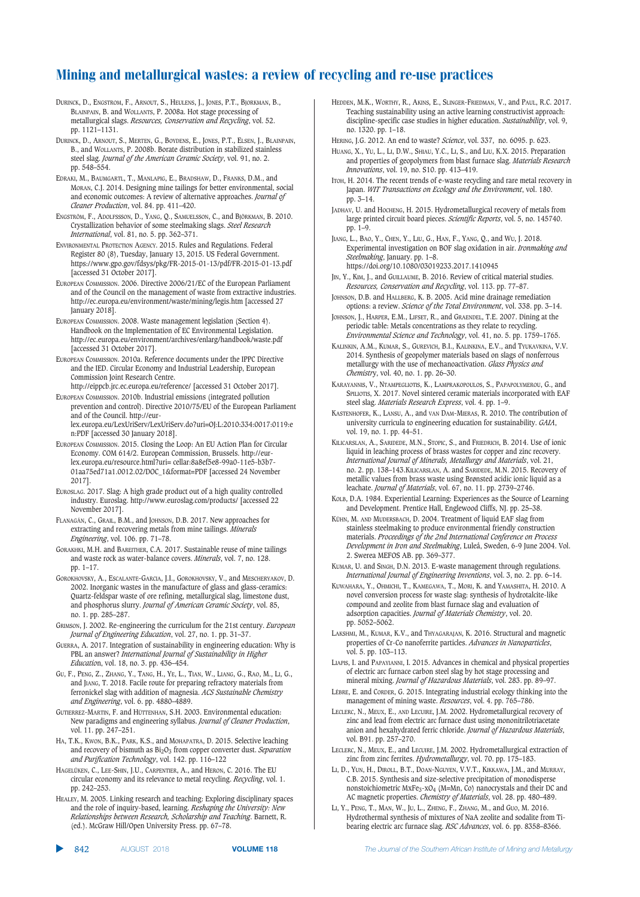Durinck, D., Engstrom, F., Arnout, S., Heulens, J., Jones, P.T., Bjorkman, B., Blainpain, B. and Wollants, P. 2008a. Hot stage processing of metallurgical slags. *Resources, Conservation and Recycling*, vol. 52. pp. 1121–1131.

Durinck, D., Arnout, S., Merten, G., Boydens, E., Jones, P.T., Blainpain, B., and Wollants, P. 2008b. Borate distribution in stabilized stainless steel slag. *Journal of the American Ceramic Society*, vol. 91, no. 2. pp. 548–554.

Edraki, M., Baumgartl, T., Manlapig, E., Bradshaw, D., Franks, D.M., and Moran, C.J. 2014. Designing mine tailings for better environmental, social and economic outcomes: A review of alternative approaches. *Journal of Cleaner Production*, vol. 84. pp. 411–420.

Engström, F., Adolfsson, D., Yang, Q., Samuelsson, C., and Björkman, B. 2010. Crystallization behavior of some steelmaking slags. *Steel Research International*, vol. 81, no. 5. pp. 362–371.

Environmental Protection Agency. 2015. Rules and Regulations. Federal Register 80 (8), Tuesday, January 13, 2015. US Federal Government. https://www.gpo.gov/fdsys/pkg/FR-2015-01-13/pdf/FR-2015-01-13.pdf [accessed 31 October 2017].

European Commission. 2006. Directive 2006/21/EC of the European Parliament and of the Council on the management of waste from extractive industries. http://ec.europa.eu/environment/waste/mining/legis.htm [accessed 27 January 2018].

European Commission. 2008. Waste management legislation (Section 4). Handbook on the Implementation of EC Environmental Legislation. http://ec.europa.eu/environment/archives/enlarg/handbook/waste.pdf [accessed 31 October 2017].

European Commission. 2010a. Reference documents under the IPPC Directive and the IED. Circular Economy and Industrial Leadership, European Commission Joint Research Centre. http://eippcb.jrc.ec.europa.eu/reference/ [accessed 31 October 2017].

European Commission. 2010b. Industrial emissions (integrated pollution prevention and control). Directive 2010/75/EU of the European Parliament and of the Council. http://eur-lex.europa.eu/LexUriServ/LexUriServ.do?uri=OJ:L:2010:334:0017:0119:en:PDF [accessed 30 January 2018].

European Commission. 2015. Closing the Loop: An EU Action Plan for Circular Economy. COM 614/2. European Commission, Brussels. http://eur-lex.europa.eu/resource.html?uri= cellar:8a8ef5e8-99a0-11e5-b3b7-01aa75ed71a1.0012.02/DOC_1&format=PDF [accessed 24 November 2017].

Euroslag. 2017. Slag: A high grade product out of a high quality controlled industry. Euroslag. http://www.euroslag.com/products/ [accessed 22 November 2017].

Flanagán, C., Grail, B.M., and Johnson, D.B. 2017. New approaches for extracting and recovering metals from mine tailings. *Minerals Engineering*, vol. 106. pp. 71–78.

Gorakhki, M.H. and Bareither, C.A. 2017. Sustainable reuse of mine tailings and waste rock as water-balance covers. *Minerals*, vol. 7, no. 128. pp. 1–17.

Gorokhovsky, A., Escalante-Garcia, J.I., Gorokhovsky, V., and Mescheryakov, D. 2002. Inorganic wastes in the manufacture of glass and glass-ceramics: Quartz-feldspar waste of ore refining, metallurgical slag, limestone dust, and phosphorus slurry. *Journal of American Ceramic Society*, vol. 85, no. 1. pp. 285–287.

Grimson, J. 2002. Re-engineering the curriculum for the 21st century. *European Journal of Engineering Education*, vol. 27, no. 1. pp. 31–37.

Guerra, A. 2017. Integration of sustainability in engineering education: Why is PBL an answer? *International Journal of Sustainability in Higher Education*, vol. 18, no. 3. pp. 436–454.

Gu, F., Peng, Z., Zhang, Y., Tang, H., Ye, L., Tian, W., Liang, G., Rao, M., Li, G., and Jiang, T. 2018. Facile route for preparing refractory materials from ferronickel slag with addition of magnesia. *ACS Sustainable Chemistry and Engineering*, vol. 6. pp. 4880–4889.

Gutierrez-Martin, F. and Hüttenhan, S.H. 2003. Environmental education: New paradigms and engineering syllabus. *Journal of Cleaner Production*, vol. 11. pp. 247–251.

Ha, T.K., Kwon, B.K., Park, K.S., and Mohapatra, D. 2015. Selective leaching and recovery of bismuth as $Bi_2O_3$ from copper converter dust. *Separation and Purification Technology*, vol. 142. pp. 116–122.

Hagelüken, C., Lee-Shin, J.U., Carpentier, A., and Heron, C. 2016. The EU circular economy and its relevance to metal recycling. *Recycling*, vol. 1. pp. 242–253.

Healey, M. 2005. Linking research and teaching: Exploring disciplinary spaces and the role of inquiry-based, learning. *Reshaping the University: New Relationships between Research, Scholarship and Teaching*. Barnett, R. (ed.). McGraw Hill/Open University Press. pp. 67–78.

Hedden, M.K., Worthy, R., Akins, E., Slinger-Friedman, V., and Paul, R.C. 2017. Teaching sustainability using an active learning constructivist approach: discipline-specific case studies in higher education. *Sustainability*, vol. 9, no. 1320. pp. 1–18.

Hering, J.G. 2012. An end to waste? *Science*, vol. 337, no. 6095. p. 623.

Huang, X., Yu, L., Li, D.W., Shiau, Y.C., Li, S., and Liu, K.X. 2015. Preparation and properties of geopolymers from blast furnace slag. *Materials Research Innovations*, vol. 19, no. S10. pp. 413–419.

Itoh, H. 2014. The recent trends of e-waste recycling and rare metal recovery in Japan. *WIT Transactions on Ecology and the Environment*, vol. 180. pp. 3–14.

Jadhav, U. and Hocheng, H. 2015. Hydrometallurgical recovery of metals from large printed circuit board pieces. *Scientific Reports*, vol. 5, no. 145740. pp. 1–9.

Jiang, L., Bao, Y., Chen, Y., Liu, G., Han, F., Yang, Q., and Wu, J. 2018. Experimental investigation on BOF slag oxidation in air. *Ironmaking and Steelmaking*, January. pp. 1–8. https://doi.org/10.1080/03019233.2017.1410945

Jin, Y., Kim, J., and Guillaume, B. 2016. Review of critical material studies. *Resources, Conservation and Recycling*, vol. 113. pp. 77–87.

Johnson, D.B. and Hallberg, K. B. 2005. Acid mine drainage remediation options: a review. *Science of the Total Environment*, vol. 338. pp. 3–14.

Johnson, J., Harper, E.M., Lifset, R., and Graendel, T.E. 2007. Dining at the periodic table: Metals concentrations as they relate to recycling. *Environmental Science and Technology*, vol. 41, no. 5. pp. 1759–1765.

Kalinkin, A.M., Kumar, S., Gurevich, B.I., Kalinkina, E.V., and Tyukavkina, V.V. 2014. Synthesis of geopolymer materials based on slags of nonferrous metallurgy with the use of mechanoactivation. *Glass Physics and Chemistry*, vol. 40, no. 1. pp. 26–30.

Karayannis, V., Ntampegliotis, K., Lamprakopoulos, S., Papapolymerou, G., and Spiliotis, X. 2017. Novel sintered ceramic materials incorporated with EAF steel slag. *Materials Research Express*, vol. 4. pp. 1–9.

Kastenhofer, K., Lansu, A., and van Dam-Mieras, R. 2010. The contribution of university curricula to engineering education for sustainability. *GAIA*, vol. 19, no. 1. pp. 44–51.

Kilicarslan, A., Saridede, M.N., Stopic, S., and Friedrich, B. 2014. Use of ionic liquid in leaching process of brass wastes for copper and zinc recovery. *International Journal of Minerals, Metallurgy and Materials*, vol. 21, no. 2. pp. 138–143.Kilicarslan, A. and Saridede, M.N. 2015. Recovery of metallic values from brass waste using Brønsted acidic ionic liquid as a leachate. *Journal of Materials*, vol. 67, no. 11. pp. 2739–2746.

Kolb, D.A. 1984. Experiential Learning: Experiences as the Source of Learning and Development. Prentice Hall, Englewood Cliffs, NJ. pp. 25–38.

Kühn, M. and Mudersbach, D. 2004. Treatment of liquid EAF slag from stainless steelmaking to produce environmental friendly construction materials. *Proceedings of the 2nd International Conference on Process Development in Iron and Steelmaking*, Luleå, Sweden, 6-9 June 2004. Vol. 2. Swerea MEFOS AB. pp. 369–377.

Kumar, U. and Singh, D.N. 2013. E-waste management through regulations. *International Journal of Engineering Inventions*, vol. 3, no. 2. pp. 6–14.

Kuwahara, Y., Ohmichi, T., Kamegawa, T., Mori, K. and Yamashita, H. 2010. A novel conversion process for waste slag: synthesis of hydrotalcite-like compound and zeolite from blast furnace slag and evaluation of adsorption capacities. *Journal of Materials Chemistry*, vol. 20. pp. 5052–5062.

Lakshmi, M., Kumar, K.V., and Thyagarajan, K. 2016. Structural and magnetic properties of Cr-Co nanoferrite particles. *Advances in Nanoparticles*, vol. 5. pp. 103–113.

Liapis, I. and Papayianni, I. 2015. Advances in chemical and physical properties of electric arc furnace carbon steel slag by hot stage processing and mineral mixing. *Journal of Hazardous Materials*, vol. 283. pp. 89–97.

Lèbre, E. and Corder, G. 2015. Integrating industrial ecology thinking into the management of mining waste. *Resources*, vol. 4. pp. 765–786.

Leclerc, N., Meux, E., and Lecuire, J.M. 2002. Hydrometallurgical recovery of zinc and lead from electric arc furnace dust using mononitrilotriacetate anion and hexahydrated ferric chloride. *Journal of Hazardous Materials*, vol. B91. pp. 257–270.

Leclerc, N., Meux, E., and Lecuire, J.M. 2002. Hydrometallurgical extraction of zinc from zinc ferrites. *Hydrometallurgy*, vol. 70. pp. 175–183.

Li, D., Yun, H., Diroll, B.T., Doan-Nguyen, V.V.T., Kikkawa, J.M., and Murray, C.B. 2015. Synthesis and size-selective precipitation of monodisperse nonstoichiometric $MxFe_3$-$xO_4$ (M=Mn, Co) nanocrystals and their DC and AC magnetic properties. *Chemistry of Materials*, vol. 28. pp. 480–489.

Li, Y., Peng, T., Man, W., Ju, L., Zheng, F., Zhang, M., and Guo, M. 2016. Hydrothermal synthesis of mixtures of NaA zeolite and sodalite from Ti-bearing electric arc furnace slag. *RSC Advances*, vol. 6. pp. 8358–8366.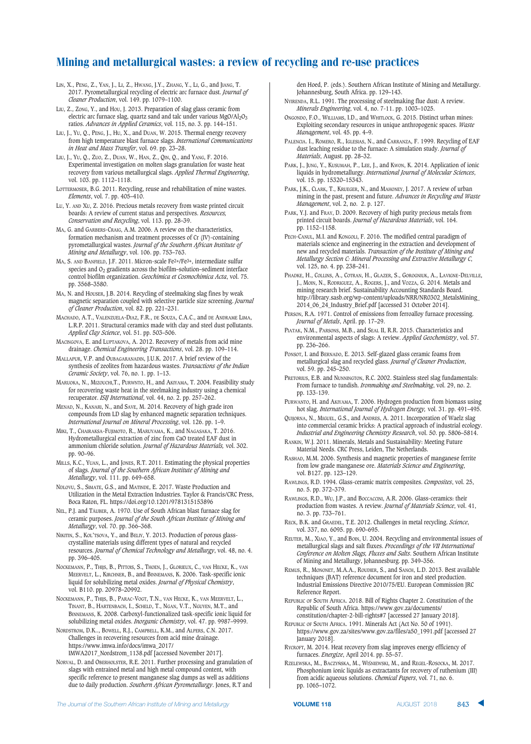Lin, X., Peng, Z., Yan, J., Li, Z., Hwang, J.Y., Zhang, Y., Li, G., and Jiang, T. 2017. Pyrometallurgical recycling of electric arc furnace dust. *Journal of Cleaner Production*, vol. 149. pp. 1079–1100.

Liu, Z., Zong, Y., and Hou, J. 2013. Preparation of slag glass ceramic from electric arc furnace slag, quartz sand and talc under various $MgO/Al_2O_3$ ratios. *Advances in Applied Ceramics*, vol. 115, no. 3. pp. 144–151.

Liu, J., Yu, Q., Peng, J., Hu, X., and Duan, W. 2015. Thermal energy recovery from high temperature blast furnace slag. *International Communications in Heat and Mass Transfer*, vol. 69. pp. 23–28.

Liu, J., Yu, Q., Zuo, Z., Duan, W., Han, Z., Qin, Q., and Yang, F. 2016. Experimental investigation on molten slags granulation for waste heat recovery from various metallurgical slags. *Applied Thermal Engineering*, vol. 103. pp. 1112–1118.

Lottermoser, B.G. 2011. Recycling, reuse and rehabilitation of mine wastes. *Elements*, vol. 7. pp. 405–410.

Lu, Y. and Xu, Z. 2016. Precious metals recovery from waste printed circuit boards: A review of current status and perspectives. *Resources, Conservation and Recycling*, vol. 113. pp. 28–39.

Ma, G. and Garbers-Craig, A.M. 2006. A review on the characteristics, formation mechanism and treatment processes of Cr (IV)-containing pyrometallurgical wastes. *Journal of the Southern African Institute of Mining and Metallurgy*, vol. 106. pp. 753–763.

Ma, S. and Banfield, J.F. 2011. Micron-scale $Fe^{2+}/Fe^{3+}$, intermediate sulfur species and $O_2$ gradients across the biofilm–solution–sediment interface control biofilm organization. *Geochimica et Cosmochimica Acta*, vol. 75. pp. 3568–3580.

Ma, N. and Houser, J.B. 2014. Recycling of steelmaking slag fines by weak magnetic separation coupled with selective particle size screening. *Journal of Cleaner Production*, vol. 82. pp. 221–231.

Machado, A.T., Valenzuela-Diaz, F.R., de Souza, C.A.C., and de Andrame Lima, L.R.P. 2011. Structural ceramics made with clay and steel dust pollutants. *Applied Clay Science*, vol. 51. pp. 503–506.

Macingova, E. and Luptakova, A. 2012. Recovery of metals from acid mine drainage. *Chemical Engineering Transactions*, vol. 28. pp. 109–114.

Mallapur, V.P. and Oubagaranadin, J.U.K. 2017. A brief review of the synthesis of zeolites from hazardous wastes. *Transactions of the Indian Ceramic Society*, vol. 76, no. 1. pp. 1–13.

Maruoka, N., Mizouchi,T., Purwnto, H., and Akiyama, T. 2004. Feasibility study for recovering waste heat in the steelmaking industry using a chemical recuperator. *ISIJ International*, vol. 44, no. 2. pp. 257–262.

Menad, N., Kanari, N., and Save, M. 2014. Recovery of high grade iron compounds from LD slag by enhanced magnetic separation techniques. *International Journal on Mineral Processing*, vol. 126. pp. 1–9.

Miki, T., Chairaksa-Fujimoto, R., Maruyama, K., and Nagasaka, T. 2016. Hydrometallurgical extraction of zinc from CaO treated EAF dust in ammonium chloride solution. *Journal of Hazardous Materials*, vol. 302. pp. 90–96.

Mills, K.C., Yuan, L., and Jones, R.T. 2011. Estimating the physical properties of slags. *Journal of the Southern African Institute of Mining and Metallurgy*, vol. 111. pp. 649–658.

Ndlovu, S., Simate, G.S., and Matinde, E. 2017. Waste Production and Utilization in the Metal Extraction Industries. Taylor & Francis/CRC Press, Boca Raton, FL. https://doi.org/10.1201/9781315153896

Nel, P.J. and Täuber, A. 1970. Use of South African blast furnace slag for ceramic purposes. *Journal of the South African Institute of Mining and Metallurgy*, vol. 70. pp. 366–368.

Nikitin, S., Kol'tsova, Y., and Beliy, Y. 2013. Production of porous glass-crystalline materials using different types of natural and recycled resources. *Journal of Chemical Technology and Metallurgy*, vol. 48, no. 4. pp. 396–405.

Nockemann, P., Thijs, B., Pittois, S., Thoen, J., Glorieux, C., van Hecke, K., van Meervelt, L., Kirchner, B., and Binnemans, K. 2006. Task-specific ionic liquid for solubilizing metal oxides. *Journal of Physical Chemistry*, vol. B110. pp. 20978–20992.

Nockemann, P., Thijs, B., Parac-Vogt, T.N., van Hecke, K., van Meervelt, L., Tinant, B., Hartenbach, I., Scheld, T., Ngan, V.T., Nguyen, M.T., and Binnemans, K. 2008. Carboxyl-functionalized task-specific ionic liquid for solubilizing metal oxides. *Inorganic Chemistry*, vol. 47. pp. 9987–9999.

Nordstrom, D.K., Bowell, R.J., Campbell, K.M., and Alpers, C.N. 2017. Challenges in recovering resources from acid mine drainage. https://www.imwa.info/docs/imwa_2017/IMWA2017_Nordstrom_1138.pdf [accessed November 2017].

Norval, D. and Oberholster, R.E. 2011. Further processing and granulation of slags with entrained metal and high metal compound content, with specific reference to present manganese slag dumps as well as additions due to daily production. *Southern African Pyrometallurgy*. Jones, R.T and den Hoed, P. (eds.). Southern African Institute of Mining and Metallurgy. Johannesburg, South Africa. pp. 129–143.

Nyirenda, R.L. 1991. The processing of steelmaking flue dust: A review. *Minerals Engineering*, vol. 4, no. 7-11. pp. 1003–1025.

Ongondo, F.O., Williams, I.D., and Whitlock, G. 2015. Distinct urban mines: Exploiting secondary resources in unique anthropogenic spaces. *Waste Management*, vol. 45. pp. 4–9.

Palencia. I., Romero, R., Iglesias, N., and Carranza, F. 1999. Recycling of EAF dust leaching residue to the furnace: A simulation study. *Journal of Materials*, August. pp. 28–32.

Park, J., Jung, Y., Kusumah, P., Lee, J., and Kwon, K. 2014. Application of ionic liquids in hydrometallurgy. *International Journal of Molecular Sciences*, vol. 15. pp. 15320–15343.

Park, J.K., Clark, T., Krueger, N., and Mahoney, J. 2017. A review of urban mining in the past, present and future. *Advances in Recycling and Waste Management*, vol. 2, no. 2. p. 127.

Park, Y.J. and Fray, D. 2009. Recovery of high purity precious metals from printed circuit boards. *Journal of Hazardous Materials*, vol. 164. pp. 1152–1158.

Pech-Canul, M.I. and Kongoli, F. 2016. The modified central paradigm of materials science and engineering in the extraction and development of new and recycled materials. *Transaction of the Institute of Mining and Metallurgy Section C: Mineral Processing and Extractive Metallurgy C*, vol. 125, no. 4. pp. 238–241.

Phadke, H., Collins, A., Cotran, H., Glazer, S., Gorogniuk, A., Lavigne-Delville, J., Moin, N., Rodriguez, A., Rogers, J., and Vozza, S. 2014. Metals and mining research brief. Sustainability Accounting Standards Board. http://library.sasb.org/wp-content/uploads/NRR/NR0302_MetalsMining_2014_06_24_Industry_Brief.pdf [accessed 31 October 2014].

Person, R.A. 1971. Control of emissions from ferroalloy furnace processing. *Journal of Metals*, April. pp. 17–29.

Piatak, N.M., Parsons, M.B., and Seal II, R.R. 2015. Characteristics and environmental aspects of slags: A review. *Applied Geochemistry*, vol. 57. pp. 236–266.

Ponsot, I. and Bernado, E. 2013. Self-glazed glass ceramic foams from metallurgical slag and recycled glass. *Journal of Cleaner Production*, vol. 59. pp. 245–250.

Pretorius, E.B. and Nunnington, R.C. 2002. Stainless steel slag fundamentals: From furnace to tundish. *Ironmaking and Steelmaking*, vol. 29, no. 2. pp. 133-139.

Purwanto, H. and Akiyama, T. 2006. Hydrogen production from biomass using hot slag. *International Journal of Hydrogen Energy,* vol. 31. pp. 491–495.

Quijorna, N., Miguel, G.S., and Andres, A. 2011. Incorporation of Waelz slag into commercial ceramic bricks: A practical approach of industrial ecology. *Industrial and Engineering Chemistry Research*, vol. 50. pp. 5806–5814.

Rankin, W.J. 2011. Minerals, Metals and Sustainability: Meeting Future Material Needs. CRC Press, Leiden, The Netherlands.

Rashad, M.M. 2006. Synthesis and magnetic properties of manganese ferrite from low grade manganese ore. *Materials Science and Engineering*, vol. B127. pp. 123–129.

Rawlings, R.D. 1994. Glass-ceramic matrix composites. *Composites*, vol. 25, no. 5. pp. 372–379.

Rawlings, R.D., Wu, J.P., and Boccaccini, A.R. 2006. Glass-ceramics: their production from wastes. A review. *Journal of Materials Science*, vol. 41, no. 3. pp. 733–761.

Reck, B.K. and Graedel, T.E. 2012. Challenges in metal recycling. *Science*, vol. 337, no. 6095. pp. 690–695.

Reuter, M., Xiao, Y., and Boin, U. 2004. Recycling and environmental issues of metallurgical slags and salt fluxes. *Proceedings of the VII International Conference on Molten Slags, Fluxes and Salts*. Southern African Institute of Mining and Metallurgy, Johannesburg. pp. 349–356.

Remus, R., Mononet, M.A.A., Roudier, S., and Sanch, L.D. 2013. Best available techniques (BAT) reference document for iron and steel production. Industrial Emissions Directive 2010/75/EU. European Commission JRC Reference Report.

Republic of South Africa. 2018. Bill of Rights Chapter 2. Constitution of the Republic of South Africa. https://www.gov.za/documents/constitution/chapter-2-bill-rights#7 [accessed 27 January 2018].

Republic of South Africa. 1991. Minerals Act (Act No. 50 of 1991). https://www.gov.za/sites/www.gov.za/files/a50_1991.pdf [accessed 27 January 2018].

Rycroft, M. 2014. Heat recovery from slag improves energy efficiency of furnaces. *Energize*, April 2014. pp. 55–57.

Rzelewska, M., Baczyńska, M., Wiśniewski, M., and Regel-Rosocka, M. 2017. Phosphonium ionic liquids as extractants for recovery of ruthenium (III) from acidic aqueous solutions. *Chemical Papers*, vol. 71, no. 6. pp. 1065–1072.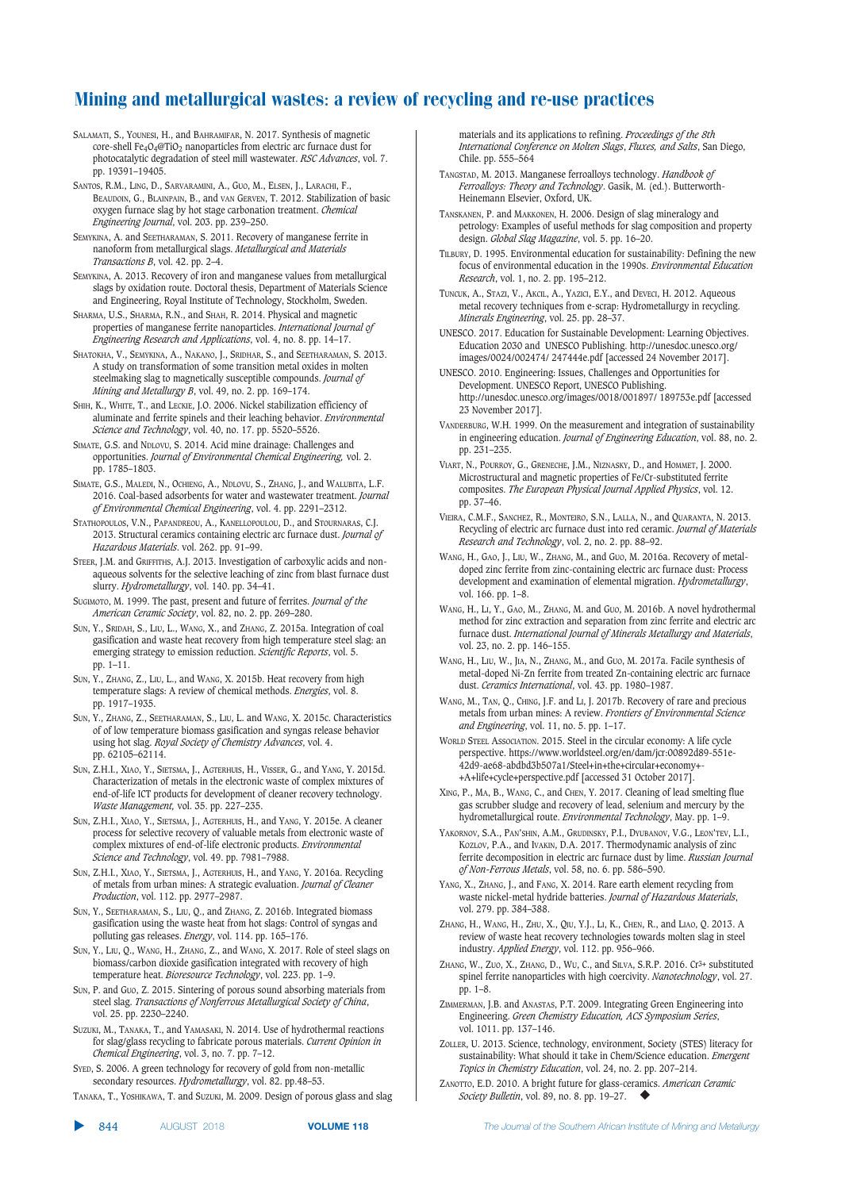SALAMATI, S., YOUNESI, H., and BAHRAMIFAR, N. 2017. Synthesis of magnetic core-shell $Fe_3O_4@TiO_2$ nanoparticles from electric arc furnace dust for photocatalytic degradation of steel mill wastewater. *RSC Advances*, vol. 7. pp. 19391–19405.

SANTOS, R.M., LING, D., SARVARAMINI, A., GUO, M., ELSEN, J., LARACHI, F., BEAUDOIN, G., BLAINPAIN, B., and VAN GERVEN, T. 2012. Stabilization of basic oxygen furnace slag by hot stage carbonation treatment. *Chemical Engineering Journal*, vol. 203. pp. 239–250.

SEMYKINA, A. and SEETHARAMAN, S. 2011. Recovery of manganese ferrite in nanoform from metallurgical slags. *Metallurgical and Materials Transactions B*, vol. 42. pp. 2–4.

SEMYKINA, A. 2013. Recovery of iron and manganese values from metallurgical slags by oxidation route. Doctoral thesis, Department of Materials Science and Engineering, Royal Institute of Technology, Stockholm, Sweden.

SHARMA, U.S., SHARMA, R.N., and SHAH, R. 2014. Physical and magnetic properties of manganese ferrite nanoparticles. *International Journal of Engineering Research and Applications*, vol. 4, no. 8. pp. 14–17.

SHATOKHA, V., SEMYKINA, A., NAKANO, J., SRIDHAR, S., and SEETHARAMAN, S. 2013. A study on transformation of some transition metal oxides in molten steelmaking slag to magnetically susceptible compounds. *Journal of Mining and Metallurgy B*, vol. 49, no. 2. pp. 169–174.

SHIH, K., WHITE, T., and LECKIE, J.O. 2006. Nickel stabilization efficiency of aluminate and ferrite spinels and their leaching behavior. *Environmental Science and Technology*, vol. 40, no. 17. pp. 5520–5526.

SIMATE, G.S. and NDLOVU, S. 2014. Acid mine drainage: Challenges and opportunities. *Journal of Environmental Chemical Engineering,* vol. 2. pp. 1785–1803.

SIMATE, G.S., MALEDI, N., OCHIENG, A., NDLOVU, S., ZHANG, J., and WALUBITA, L.F. 2016. Coal-based adsorbents for water and wastewater treatment. *Journal of Environmental Chemical Engineering*, vol. 4. pp. 2291–2312.

STATHOPOULOS, V.N., PAPANDREOU, A., KANELLOPOULOU, D., and STOURNARAS, C.J. 2013. Structural ceramics containing electric arc furnace dust. *Journal of Hazardous Materials*. vol. 262. pp. 91–99.

STEER, J.M. and GRIFFITHS, A.J. 2013. Investigation of carboxylic acids and non-aqueous solvents for the selective leaching of zinc from blast furnace dust slurry. *Hydrometallurgy*, vol. 140. pp. 34–41.

SUGIMOTO, M. 1999. The past, present and future of ferrites. *Journal of the American Ceramic Society*, vol. 82, no. 2. pp. 269–280.

SUN, Y., SRIDAH, S., LIU, L., WANG, X., and ZHANG, Z. 2015a. Integration of coal gasification and waste heat recovery from high temperature steel slag: an emerging strategy to emission reduction. *Scientific Reports*, vol. 5. pp. 1–11.

SUN, Y., ZHANG, Z., LIU, L., and WANG, X. 2015b. Heat recovery from high temperature slags: A review of chemical methods. *Energies*, vol. 8. pp. 1917–1935.

SUN, Y., ZHANG, Z., SEETHARAMAN, S., LIU, L. and WANG, X. 2015c. Characteristics of of low temperature biomass gasification and syngas release behavior using hot slag. *Royal Society of Chemistry Advances*, vol. 4. pp. 62105–62114.

SUN, Z.H.I., XIAO, Y., SIETSMA, J., AGTERHUIS, H., VISSER, G., and YANG, Y. 2015d. Characterization of metals in the electronic waste of complex mixtures of end-of-life ICT products for development of cleaner recovery technology. *Waste Management,* vol. 35. pp. 227–235.

SUN, Z.H.I., XIAO, Y., SIETSMA, J., AGTERHUIS, H., and YANG, Y. 2015e. A cleaner process for selective recovery of valuable metals from electronic waste of complex mixtures of end-of-life electronic products. *Environmental Science and Technology*, vol. 49. pp. 7981–7988.

SUN, Z.H.I., XIAO, Y., SIETSMA, J., AGTERHUIS, H., and YANG, Y. 2016a. Recycling of metals from urban mines: A strategic evaluation. *Journal of Cleaner Production*, vol. 112. pp. 2977–2987.

SUN, Y., SEETHARAMAN, S., LIU, Q., and ZHANG, Z. 2016b. Integrated biomass gasification using the waste heat from hot slags: Control of syngas and polluting gas releases. *Energy*, vol. 114. pp. 165–176.

SUN, Y., LIU, Q., WANG, H., ZHANG, Z., and WANG, X. 2017. Role of steel slags on biomass/carbon dioxide gasification integrated with recovery of high temperature heat. *Bioresource Technology*, vol. 223. pp. 1–9.

SUN, P. and GUO, Z. 2015. Sintering of porous sound absorbing materials from steel slag. *Transactions of Nonferrous Metallurgical Society of China*, vol. 25. pp. 2230–2240.

SUZUKI, M., TANAKA, T., and YAMASAKI, N. 2014. Use of hydrothermal reactions for slag/glass recycling to fabricate porous materials. *Current Opinion in Chemical Engineering*, vol. 3, no. 7. pp. 7–12.

SYED, S. 2006. A green technology for recovery of gold from non-metallic secondary resources. *Hydrometallurgy*, vol. 82. pp.48–53.

TANAKA, T., YOSHIKAWA, T. and SUZUKI, M. 2009. Design of porous glass and slag materials and its applications to refining. *Proceedings of the 8th International Conference on Molten Slags, Fluxes, and Salts*, San Diego, Chile. pp. 555–564

TANGSTAD, M. 2013. Manganese ferroalloys technology. *Handbook of Ferroalloys: Theory and Technology*. Gasik, M. (ed.). Butterworth-Heinemann Elsevier, Oxford, UK.

TANSKANEN, P. and MAKKONEN, H. 2006. Design of slag mineralogy and petrology: Examples of useful methods for slag composition and property design. *Global Slag Magazine*, vol. 5. pp. 16–20.

TILBURY, D. 1995. Environmental education for sustainability: Defining the new focus of environmental education in the 1990s. *Environmental Education Research*, vol. 1, no. 2. pp. 195–212.

TUNCUK, A., STAZI, V., AKCIL, A., YAZICI, E.Y., and DEVECI, H. 2012. Aqueous metal recovery techniques from e-scrap: Hydrometallurgy in recycling. *Minerals Engineering*, vol. 25. pp. 28–37.

UNESCO. 2017. Education for Sustainable Development: Learning Objectives. Education 2030 and UNESCO Publishing. http://unesdoc.unesco.org/images/0024/002474/ 247444e.pdf [accessed 24 November 2017].

UNESCO. 2010. Engineering: Issues, Challenges and Opportunities for Development. UNESCO Report, UNESCO Publishing. http://unesdoc.unesco.org/images/0018/001897/ 189753e.pdf [accessed 23 November 2017].

VANDERBURG, W.H. 1999. On the measurement and integration of sustainability in engineering education. *Journal of Engineering Education*, vol. 88, no. 2. pp. 231–235.

VIART, N., POURROY, G., GRENECHE, J.M., NIZNASKY, D., and HOMMET, J. 2000. Microstructural and magnetic properties of Fe/Cr-substituted ferrite composites. *The European Physical Journal Applied Physics*, vol. 12. pp. 37–46.

VIEIRA, C.M.F., SANCHEZ, R., MONTEIRO, S.N., LALLA, N., and QUARANTA, N. 2013. Recycling of electric arc furnace dust into red ceramic. *Journal of Materials Research and Technology*, vol. 2, no. 2. pp. 88–92.

WANG, H., GAO, J., LIU, W., ZHANG, M., and GUO, M. 2016a. Recovery of metal-doped zinc ferrite from zinc-containing electric arc furnace dust: Process development and examination of elemental migration. *Hydrometallurgy*, vol. 166. pp. 1–8.

WANG, H., LI, Y., GAO, M., ZHANG, M. and GUO, M. 2016b. A novel hydrothermal method for zinc extraction and separation from zinc ferrite and electric arc furnace dust. *International Journal of Minerals Metallurgy and Materials*, vol. 23, no. 2. pp. 146–155.

WANG, H., LIU, W., JIA, N., ZHANG, M., and GUO, M. 2017a. Facile synthesis of metal-doped Ni-Zn ferrite from treated Zn-containing electric arc furnace dust. *Ceramics International*, vol. 43. pp. 1980–1987.

WANG, M., TAN, Q., CHING, J.F. and LI, J. 2017b. Recovery of rare and precious metals from urban mines: A review. *Frontiers of Environmental Science and Engineering*, vol. 11, no. 5. pp. 1–17.

WORLD STEEL ASSOCIATION. 2015. Steel in the circular economy: A life cycle perspective. https://www.worldsteel.org/en/dam/jcr:00892d89-551e-42d9-ae68-abdbd3b507a1/Steel+in+the+circular+economy+-+A+life+cycle+perspective.pdf [accessed 31 October 2017].

XING, P., MA, B., WANG, C., and CHEN, Y. 2017. Cleaning of lead smelting flue gas scrubber sludge and recovery of lead, selenium and mercury by the hydrometallurgical route. *Environmental Technology*, May. pp. 1–9.

YAKORNOV, S.A., PAN'SHIN, A.M., GRUDINSKY, P.I., DYUBANOV, V.G., LEON'TEV, L.I., KOZLOV, P.A., and IVAKIN, D.A. 2017. Thermodynamic analysis of zinc ferrite decomposition in electric arc furnace dust by lime. *Russian Journal of Non-Ferrous Metals*, vol. 58, no. 6. pp. 586–590.

YANG, X., ZHANG, J., and FANG, X. 2014. Rare earth element recycling from waste nickel-metal hydride batteries. *Journal of Hazardous Materials*, vol. 279. pp. 384–388.

ZHANG, H., WANG, H., ZHU, X., QIU, Y.J., LI, K., CHEN, R., and LIAO, Q. 2013. A review of waste heat recovery technologies towards molten slag in steel industry. *Applied Energy*, vol. 112. pp. 956–966.

ZHANG, W., ZUO, X., ZHANG, D., WU, C., and SILVA, S.R.P. 2016. $Cr^{3+}$ substituted spinel ferrite nanoparticles with high coercivity. *Nanotechnology*, vol. 27. pp. 1–8.

ZIMMERMAN, J.B. and ANASTAS, P.T. 2009. Integrating Green Engineering into Engineering. *Green Chemistry Education, ACS Symposium Series*, vol. 1011. pp. 137–146.

ZOLLER, U. 2013. Science, technology, environment, Society (STES) literacy for sustainability: What should it take in Chem/Science education. *Emergent Topics in Chemistry Education*, vol. 24, no. 2. pp. 207–214.

ZANOTTO, E.D. 2010. A bright future for glass-ceramics. *American Ceramic Society Bulletin*, vol. 89, no. 8. pp. 19–27. ◆